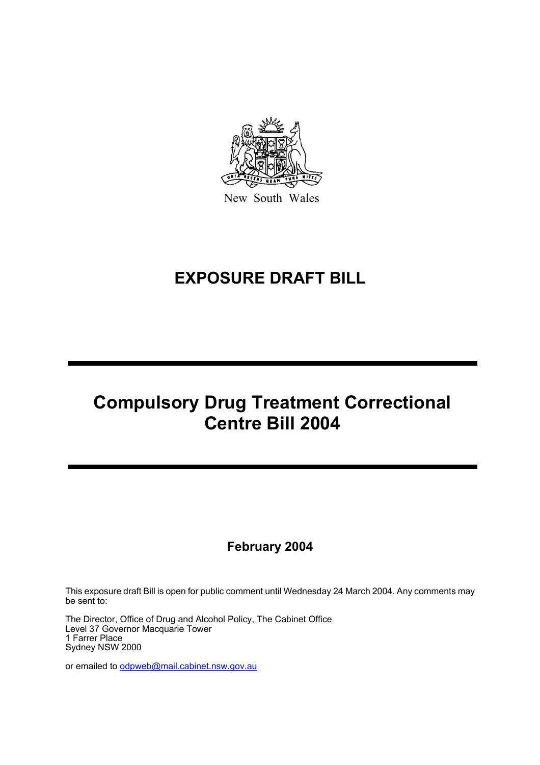New South Wales

# EXPOSURE DRAFT BILL

# Compulsory Drug Treatment Correctional Centre Bill 2004

**February 2004**

This exposure draft Bill is open for public comment until Wednesday 24 March 2004. Any comments may be sent to:

The Director, Office of Drug and Alcohol Policy, The Cabinet Office
Level 37 Governor Macquarie Tower
1 Farrer Place
Sydney NSW 2000

or emailed to odpweb@mail.cabinet.nsw.gov.au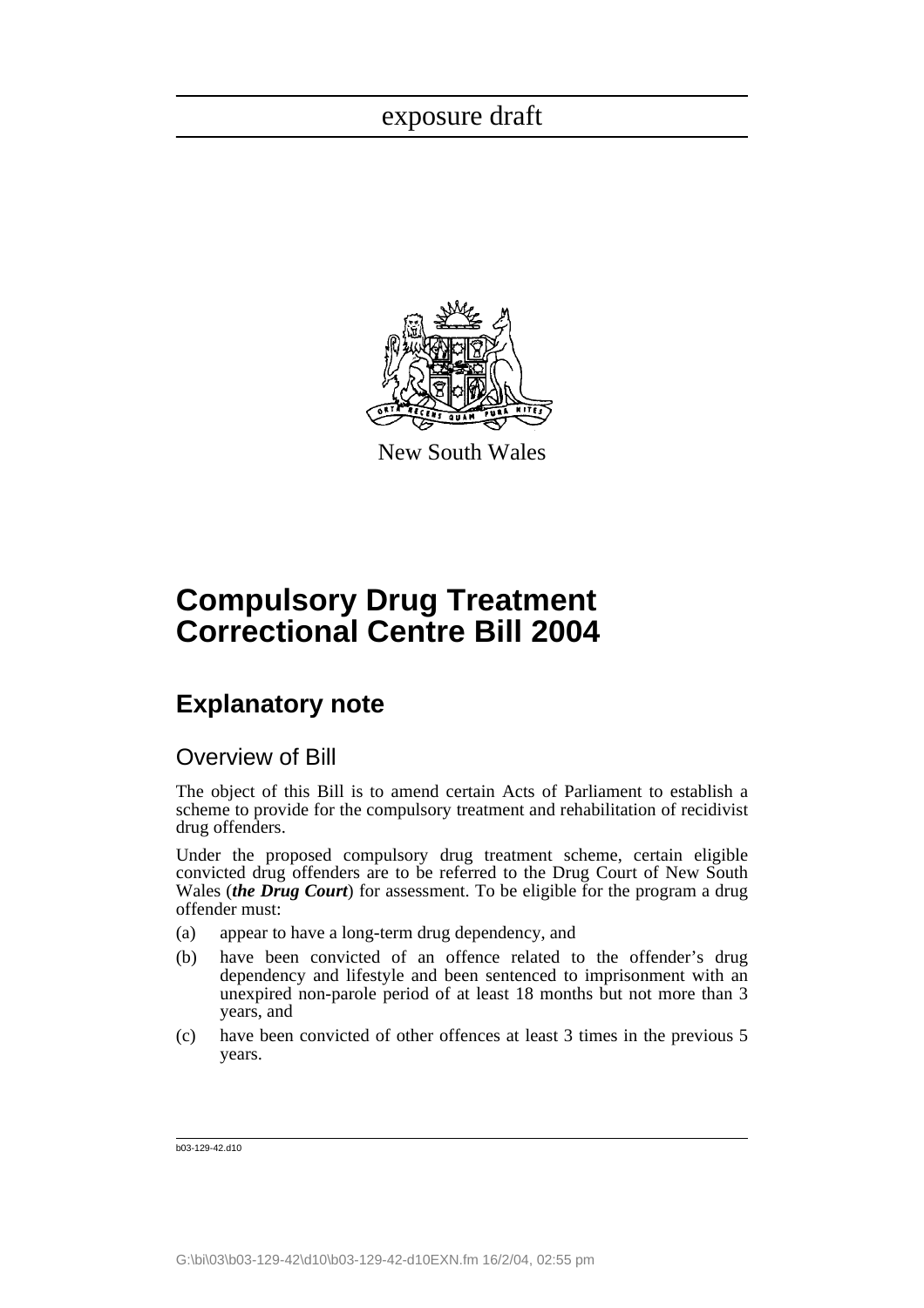exposure draft

New South Wales

# Compulsory Drug Treatment Correctional Centre Bill 2004

## Explanatory note

### Overview of Bill

The object of this Bill is to amend certain Acts of Parliament to establish a scheme to provide for the compulsory treatment and rehabilitation of recidivist drug offenders.

Under the proposed compulsory drug treatment scheme, certain eligible convicted drug offenders are to be referred to the Drug Court of New South Wales (***the Drug Court***) for assessment. To be eligible for the program a drug offender must:

(a) appear to have a long-term drug dependency, and

(b) have been convicted of an offence related to the offender's drug dependency and lifestyle and been sentenced to imprisonment with an unexpired non-parole period of at least 18 months but not more than 3 years, and

(c) have been convicted of other offences at least 3 times in the previous 5 years.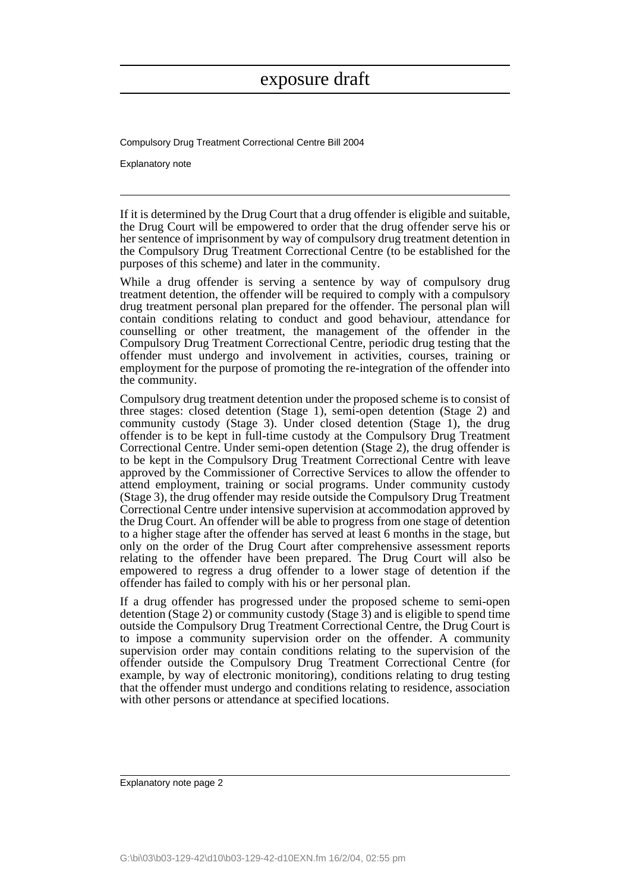If it is determined by the Drug Court that a drug offender is eligible and suitable, the Drug Court will be empowered to order that the drug offender serve his or her sentence of imprisonment by way of compulsory drug treatment detention in the Compulsory Drug Treatment Correctional Centre (to be established for the purposes of this scheme) and later in the community.

While a drug offender is serving a sentence by way of compulsory drug treatment detention, the offender will be required to comply with a compulsory drug treatment personal plan prepared for the offender. The personal plan will contain conditions relating to conduct and good behaviour, attendance for counselling or other treatment, the management of the offender in the Compulsory Drug Treatment Correctional Centre, periodic drug testing that the offender must undergo and involvement in activities, courses, training or employment for the purpose of promoting the re-integration of the offender into the community.

Compulsory drug treatment detention under the proposed scheme is to consist of three stages: closed detention (Stage 1), semi-open detention (Stage 2) and community custody (Stage 3). Under closed detention (Stage 1), the drug offender is to be kept in full-time custody at the Compulsory Drug Treatment Correctional Centre. Under semi-open detention (Stage 2), the drug offender is to be kept in the Compulsory Drug Treatment Correctional Centre with leave approved by the Commissioner of Corrective Services to allow the offender to attend employment, training or social programs. Under community custody (Stage 3), the drug offender may reside outside the Compulsory Drug Treatment Correctional Centre under intensive supervision at accommodation approved by the Drug Court. An offender will be able to progress from one stage of detention to a higher stage after the offender has served at least 6 months in the stage, but only on the order of the Drug Court after comprehensive assessment reports relating to the offender have been prepared. The Drug Court will also be empowered to regress a drug offender to a lower stage of detention if the offender has failed to comply with his or her personal plan.

If a drug offender has progressed under the proposed scheme to semi-open detention (Stage 2) or community custody (Stage 3) and is eligible to spend time outside the Compulsory Drug Treatment Correctional Centre, the Drug Court is to impose a community supervision order on the offender. A community supervision order may contain conditions relating to the supervision of the offender outside the Compulsory Drug Treatment Correctional Centre (for example, by way of electronic monitoring), conditions relating to drug testing that the offender must undergo and conditions relating to residence, association with other persons or attendance at specified locations.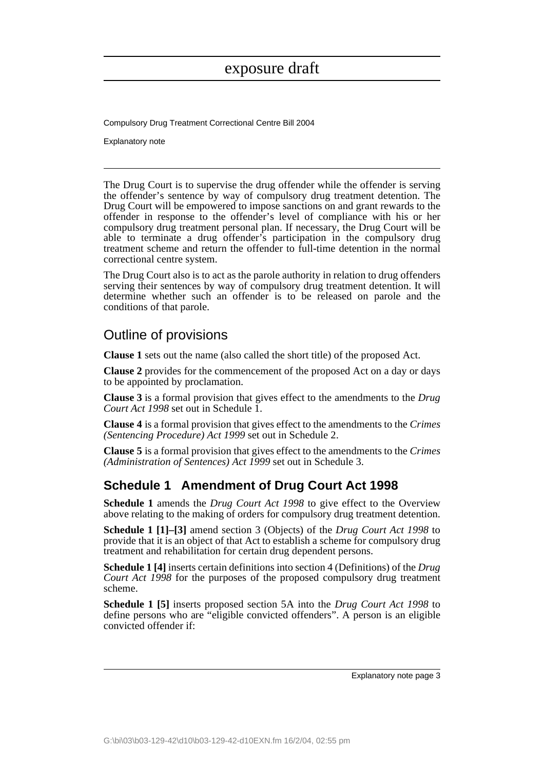The Drug Court is to supervise the drug offender while the offender is serving the offender's sentence by way of compulsory drug treatment detention. The Drug Court will be empowered to impose sanctions on and grant rewards to the offender in response to the offender's level of compliance with his or her compulsory drug treatment personal plan. If necessary, the Drug Court will be able to terminate a drug offender's participation in the compulsory drug treatment scheme and return the offender to full-time detention in the normal correctional centre system.

The Drug Court also is to act as the parole authority in relation to drug offenders serving their sentences by way of compulsory drug treatment detention. It will determine whether such an offender is to be released on parole and the conditions of that parole.

## Outline of provisions

**Clause 1** sets out the name (also called the short title) of the proposed Act.

**Clause 2** provides for the commencement of the proposed Act on a day or days to be appointed by proclamation.

**Clause 3** is a formal provision that gives effect to the amendments to the *Drug Court Act 1998* set out in Schedule 1.

**Clause 4** is a formal provision that gives effect to the amendments to the *Crimes (Sentencing Procedure) Act 1999* set out in Schedule 2.

**Clause 5** is a formal provision that gives effect to the amendments to the *Crimes (Administration of Sentences) Act 1999* set out in Schedule 3.

### Schedule 1 Amendment of Drug Court Act 1998

**Schedule 1** amends the *Drug Court Act 1998* to give effect to the Overview above relating to the making of orders for compulsory drug treatment detention.

**Schedule 1 [1]–[3]** amend section 3 (Objects) of the *Drug Court Act 1998* to provide that it is an object of that Act to establish a scheme for compulsory drug treatment and rehabilitation for certain drug dependent persons.

**Schedule 1 [4]** inserts certain definitions into section 4 (Definitions) of the *Drug Court Act 1998* for the purposes of the proposed compulsory drug treatment scheme.

**Schedule 1 [5]** inserts proposed section 5A into the *Drug Court Act 1998* to define persons who are "eligible convicted offenders". A person is an eligible convicted offender if: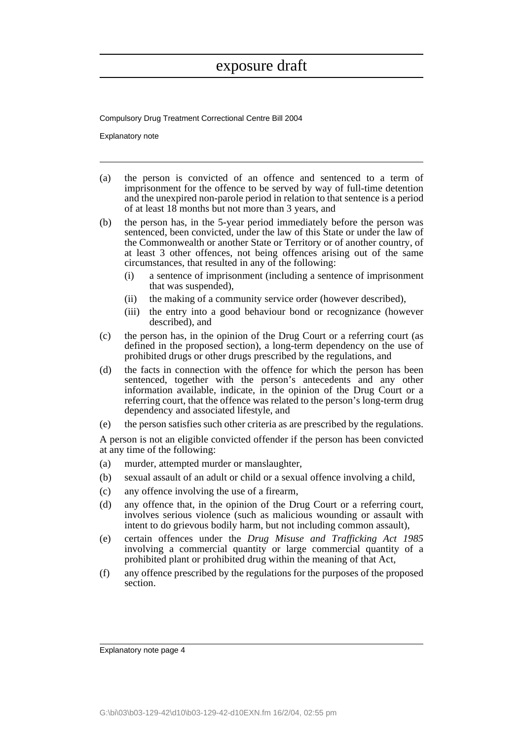(a) the person is convicted of an offence and sentenced to a term of imprisonment for the offence to be served by way of full-time detention and the unexpired non-parole period in relation to that sentence is a period of at least 18 months but not more than 3 years, and

(b) the person has, in the 5-year period immediately before the person was sentenced, been convicted, under the law of this State or under the law of the Commonwealth or another State or Territory or of another country, of at least 3 other offences, not being offences arising out of the same circumstances, that resulted in any of the following:

   (i) a sentence of imprisonment (including a sentence of imprisonment that was suspended),

   (ii) the making of a community service order (however described),

   (iii) the entry into a good behaviour bond or recognizance (however described), and

(c) the person has, in the opinion of the Drug Court or a referring court (as defined in the proposed section), a long-term dependency on the use of prohibited drugs or other drugs prescribed by the regulations, and

(d) the facts in connection with the offence for which the person has been sentenced, together with the person's antecedents and any other information available, indicate, in the opinion of the Drug Court or a referring court, that the offence was related to the person's long-term drug dependency and associated lifestyle, and

(e) the person satisfies such other criteria as are prescribed by the regulations.

A person is not an eligible convicted offender if the person has been convicted at any time of the following:

(a) murder, attempted murder or manslaughter,

(b) sexual assault of an adult or child or a sexual offence involving a child,

(c) any offence involving the use of a firearm,

(d) any offence that, in the opinion of the Drug Court or a referring court, involves serious violence (such as malicious wounding or assault with intent to do grievous bodily harm, but not including common assault),

(e) certain offences under the *Drug Misuse and Trafficking Act 1985* involving a commercial quantity or large commercial quantity of a prohibited plant or prohibited drug within the meaning of that Act,

(f) any offence prescribed by the regulations for the purposes of the proposed section.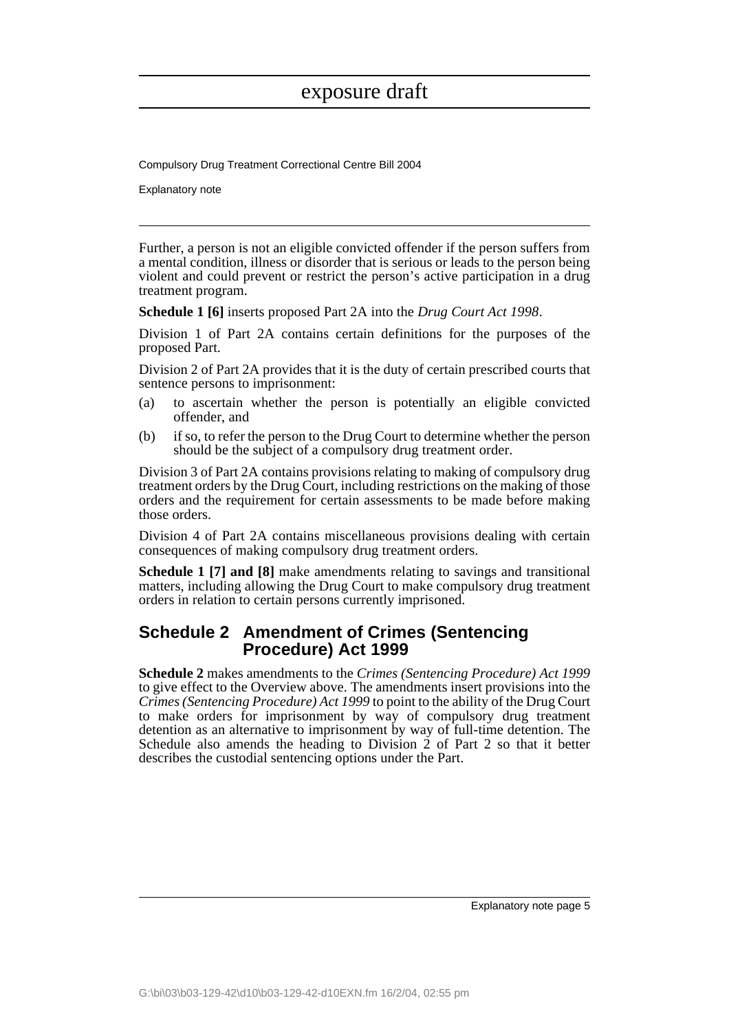Further, a person is not an eligible convicted offender if the person suffers from a mental condition, illness or disorder that is serious or leads to the person being violent and could prevent or restrict the person's active participation in a drug treatment program.

**Schedule 1 [6]** inserts proposed Part 2A into the *Drug Court Act 1998*.

Division 1 of Part 2A contains certain definitions for the purposes of the proposed Part.

Division 2 of Part 2A provides that it is the duty of certain prescribed courts that sentence persons to imprisonment:

(a) to ascertain whether the person is potentially an eligible convicted offender, and

(b) if so, to refer the person to the Drug Court to determine whether the person should be the subject of a compulsory drug treatment order.

Division 3 of Part 2A contains provisions relating to making of compulsory drug treatment orders by the Drug Court, including restrictions on the making of those orders and the requirement for certain assessments to be made before making those orders.

Division 4 of Part 2A contains miscellaneous provisions dealing with certain consequences of making compulsory drug treatment orders.

**Schedule 1 [7] and [8]** make amendments relating to savings and transitional matters, including allowing the Drug Court to make compulsory drug treatment orders in relation to certain persons currently imprisoned.

## Schedule 2 Amendment of Crimes (Sentencing Procedure) Act 1999

**Schedule 2** makes amendments to the *Crimes (Sentencing Procedure) Act 1999* to give effect to the Overview above. The amendments insert provisions into the *Crimes (Sentencing Procedure) Act 1999* to point to the ability of the Drug Court to make orders for imprisonment by way of compulsory drug treatment detention as an alternative to imprisonment by way of full-time detention. The Schedule also amends the heading to Division 2 of Part 2 so that it better describes the custodial sentencing options under the Part.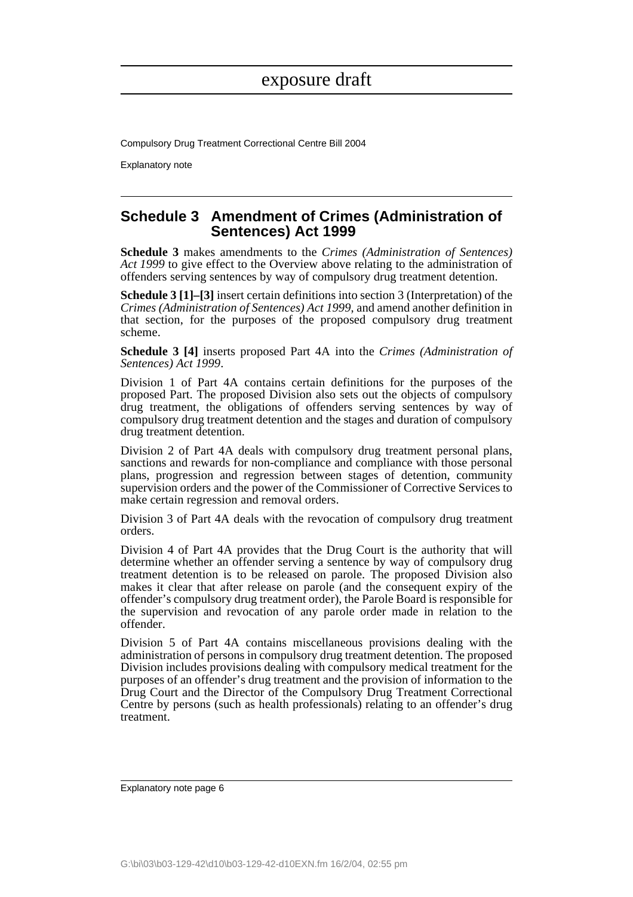## Schedule 3 Amendment of Crimes (Administration of Sentences) Act 1999

**Schedule 3** makes amendments to the *Crimes (Administration of Sentences) Act 1999* to give effect to the Overview above relating to the administration of offenders serving sentences by way of compulsory drug treatment detention.

**Schedule 3 [1]–[3]** insert certain definitions into section 3 (Interpretation) of the *Crimes (Administration of Sentences) Act 1999*, and amend another definition in that section, for the purposes of the proposed compulsory drug treatment scheme.

**Schedule 3 [4]** inserts proposed Part 4A into the *Crimes (Administration of Sentences) Act 1999*.

Division 1 of Part 4A contains certain definitions for the purposes of the proposed Part. The proposed Division also sets out the objects of compulsory drug treatment, the obligations of offenders serving sentences by way of compulsory drug treatment detention and the stages and duration of compulsory drug treatment detention.

Division 2 of Part 4A deals with compulsory drug treatment personal plans, sanctions and rewards for non-compliance and compliance with those personal plans, progression and regression between stages of detention, community supervision orders and the power of the Commissioner of Corrective Services to make certain regression and removal orders.

Division 3 of Part 4A deals with the revocation of compulsory drug treatment orders.

Division 4 of Part 4A provides that the Drug Court is the authority that will determine whether an offender serving a sentence by way of compulsory drug treatment detention is to be released on parole. The proposed Division also makes it clear that after release on parole (and the consequent expiry of the offender's compulsory drug treatment order), the Parole Board is responsible for the supervision and revocation of any parole order made in relation to the offender.

Division 5 of Part 4A contains miscellaneous provisions dealing with the administration of persons in compulsory drug treatment detention. The proposed Division includes provisions dealing with compulsory medical treatment for the purposes of an offender's drug treatment and the provision of information to the Drug Court and the Director of the Compulsory Drug Treatment Correctional Centre by persons (such as health professionals) relating to an offender's drug treatment.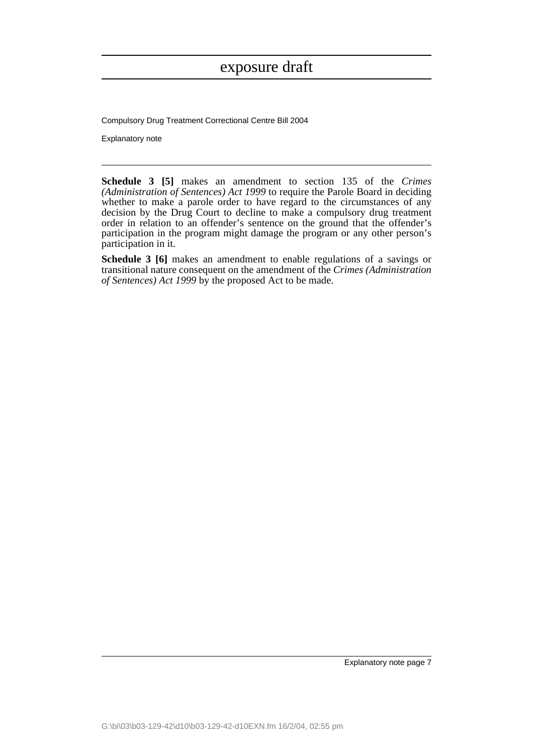**Schedule 3 [5]** makes an amendment to section 135 of the *Crimes (Administration of Sentences) Act 1999* to require the Parole Board in deciding whether to make a parole order to have regard to the circumstances of any decision by the Drug Court to decline to make a compulsory drug treatment order in relation to an offender's sentence on the ground that the offender's participation in the program might damage the program or any other person's participation in it.

**Schedule 3 [6]** makes an amendment to enable regulations of a savings or transitional nature consequent on the amendment of the *Crimes (Administration of Sentences) Act 1999* by the proposed Act to be made.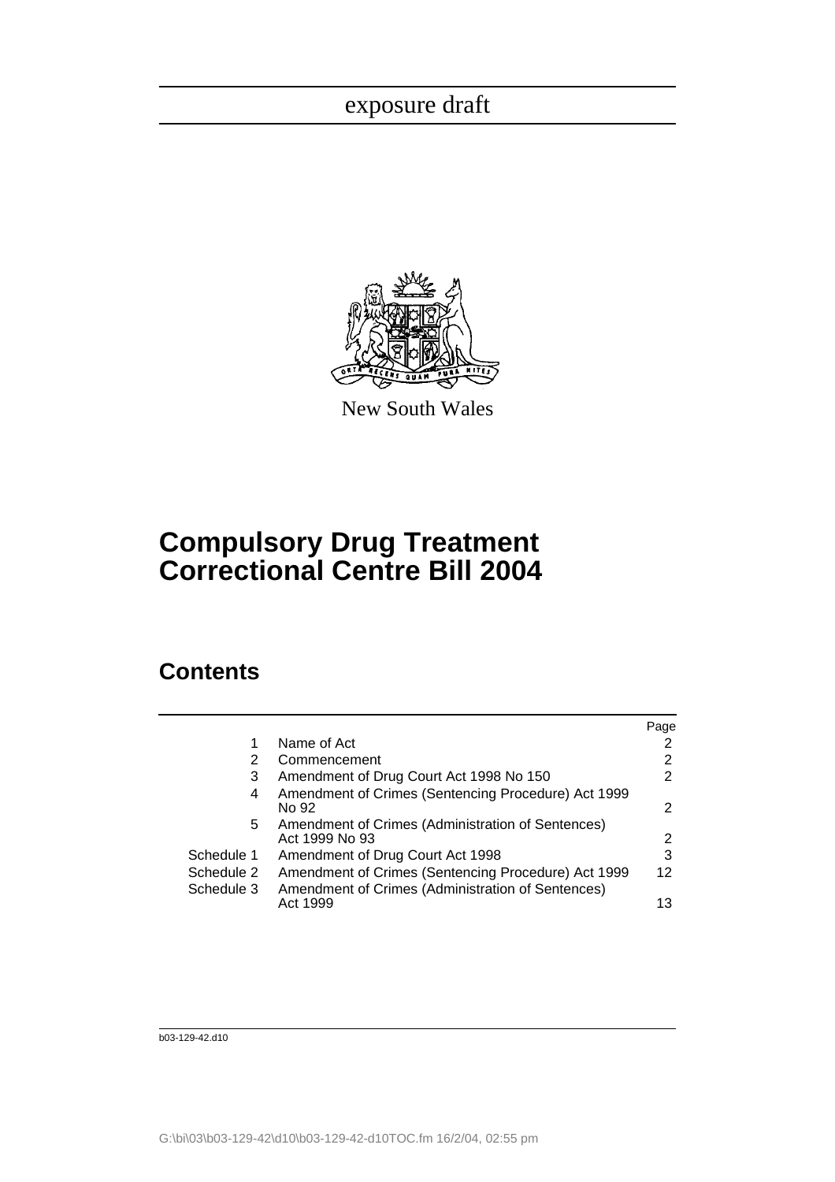exposure draft

New South Wales

# Compulsory Drug Treatment Correctional Centre Bill 2004

## Contents

| | | Page |
|---|---|---|
| 1 | Name of Act | 2 |
| 2 | Commencement | 2 |
| 3 | Amendment of Drug Court Act 1998 No 150 | 2 |
| 4 | Amendment of Crimes (Sentencing Procedure) Act 1999 No 92 | 2 |
| 5 | Amendment of Crimes (Administration of Sentences) Act 1999 No 93 | 2 |
| Schedule 1 | Amendment of Drug Court Act 1998 | 3 |
| Schedule 2 | Amendment of Crimes (Sentencing Procedure) Act 1999 | 12 |
| Schedule 3 | Amendment of Crimes (Administration of Sentences) Act 1999 | 13 |

b03-129-42.d10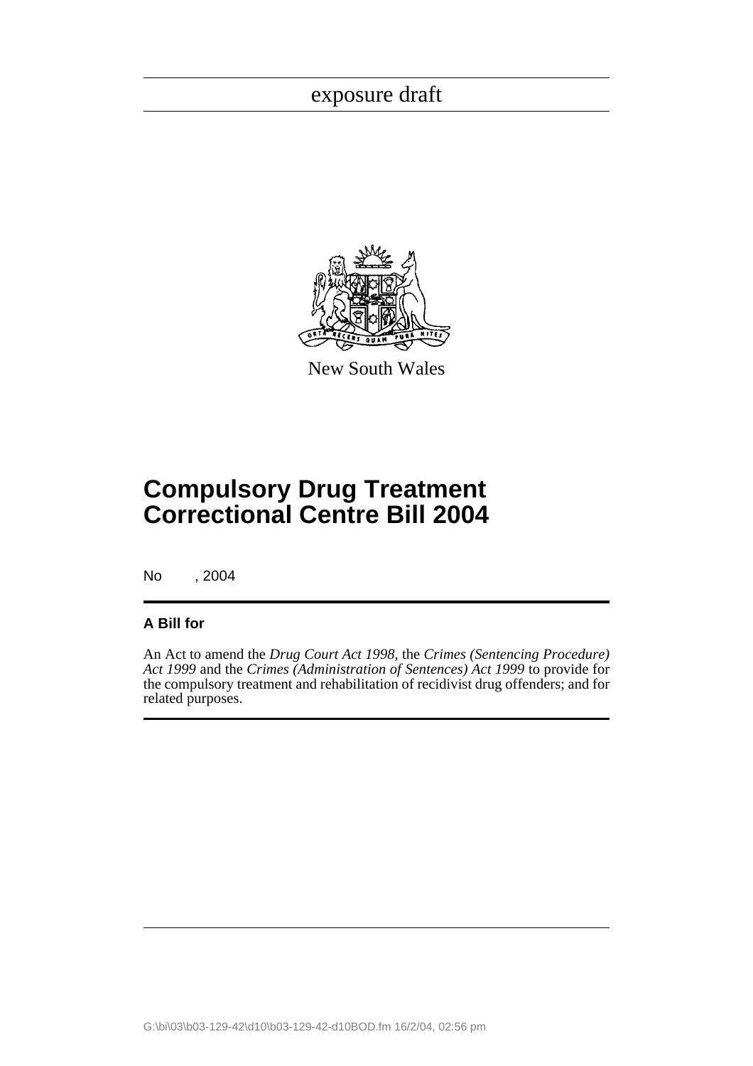exposure draft

New South Wales

# Compulsory Drug Treatment Correctional Centre Bill 2004

No , 2004

**A Bill for**

An Act to amend the *Drug Court Act 1998*, the *Crimes (Sentencing Procedure) Act 1999* and the *Crimes (Administration of Sentences) Act 1999* to provide for the compulsory treatment and rehabilitation of recidivist drug offenders; and for related purposes.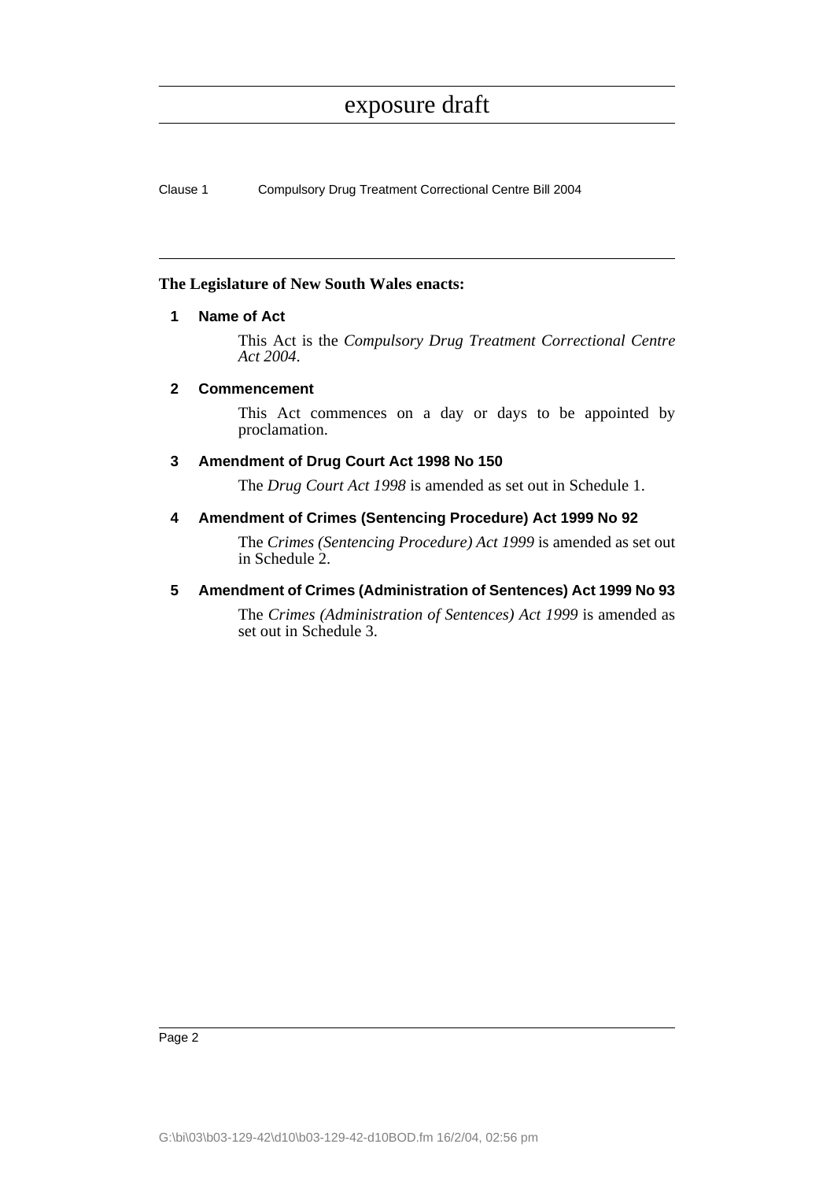**The Legislature of New South Wales enacts:**

## 1 Name of Act

This Act is the *Compulsory Drug Treatment Correctional Centre Act 2004*.

## 2 Commencement

This Act commences on a day or days to be appointed by proclamation.

## 3 Amendment of Drug Court Act 1998 No 150

The *Drug Court Act 1998* is amended as set out in Schedule 1.

## 4 Amendment of Crimes (Sentencing Procedure) Act 1999 No 92

The *Crimes (Sentencing Procedure) Act 1999* is amended as set out in Schedule 2.

## 5 Amendment of Crimes (Administration of Sentences) Act 1999 No 93

The *Crimes (Administration of Sentences) Act 1999* is amended as set out in Schedule 3.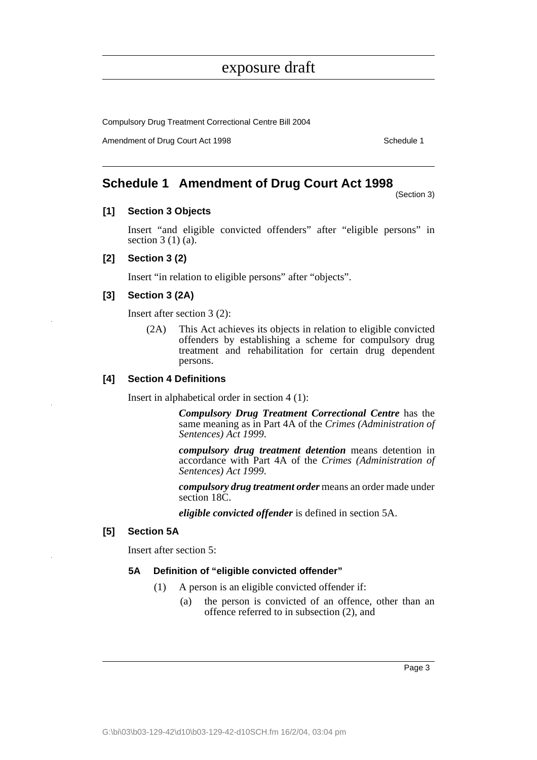# Schedule 1 Amendment of Drug Court Act 1998

(Section 3)

### [1] Section 3 Objects

Insert "and eligible convicted offenders" after "eligible persons" in section 3 (1) (a).

### [2] Section 3 (2)

Insert "in relation to eligible persons" after "objects".

### [3] Section 3 (2A)

Insert after section 3 (2):

(2A) This Act achieves its objects in relation to eligible convicted offenders by establishing a scheme for compulsory drug treatment and rehabilitation for certain drug dependent persons.

### [4] Section 4 Definitions

Insert in alphabetical order in section 4 (1):

***Compulsory Drug Treatment Correctional Centre*** has the same meaning as in Part 4A of the *Crimes (Administration of Sentences) Act 1999*.

***compulsory drug treatment detention*** means detention in accordance with Part 4A of the *Crimes (Administration of Sentences) Act 1999*.

***compulsory drug treatment order*** means an order made under section 18C.

***eligible convicted offender*** is defined in section 5A.

### [5] Section 5A

Insert after section 5:

#### 5A Definition of "eligible convicted offender"

(1) A person is an eligible convicted offender if:

(a) the person is convicted of an offence, other than an offence referred to in subsection (2), and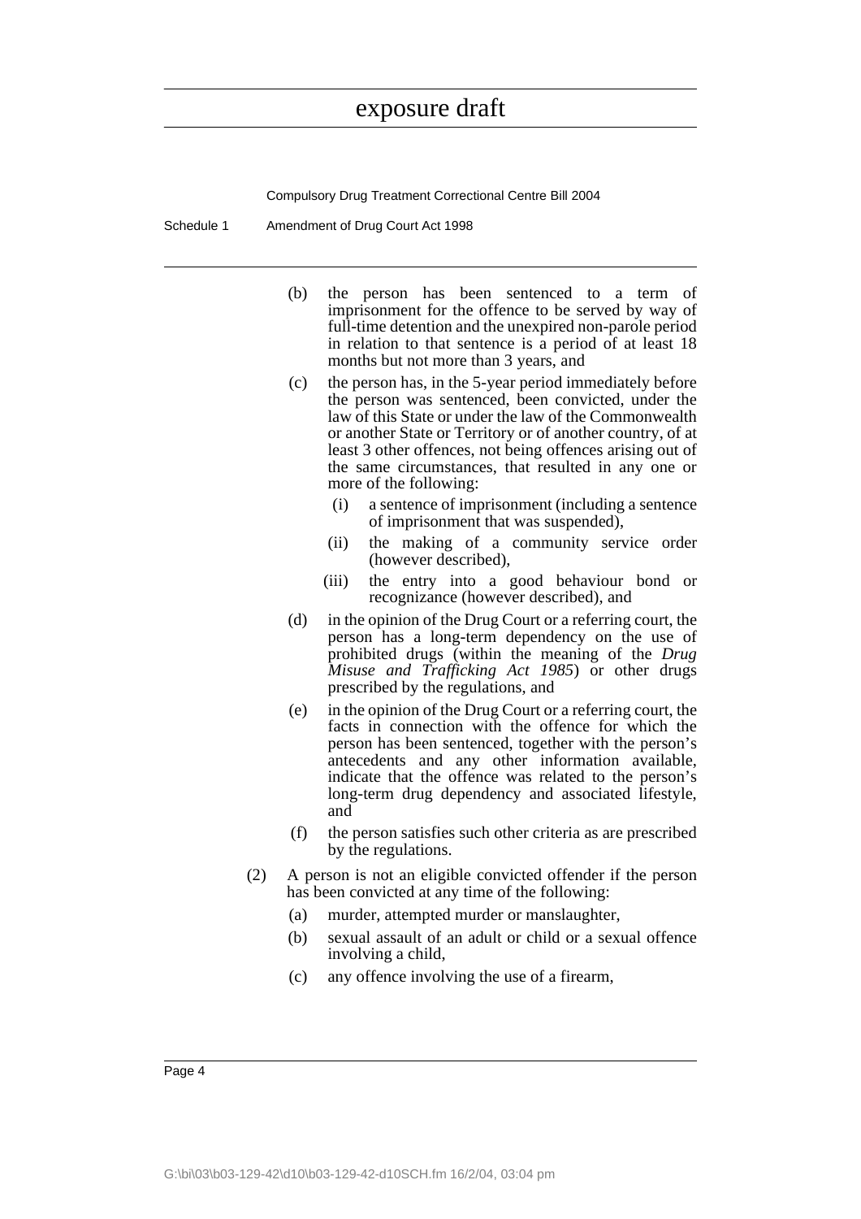(b) the person has been sentenced to a term of imprisonment for the offence to be served by way of full-time detention and the unexpired non-parole period in relation to that sentence is a period of at least 18 months but not more than 3 years, and

(c) the person has, in the 5-year period immediately before the person was sentenced, been convicted, under the law of this State or under the law of the Commonwealth or another State or Territory or of another country, of at least 3 other offences, not being offences arising out of the same circumstances, that resulted in any one or more of the following:

   (i) a sentence of imprisonment (including a sentence of imprisonment that was suspended),

   (ii) the making of a community service order (however described),

   (iii) the entry into a good behaviour bond or recognizance (however described), and

(d) in the opinion of the Drug Court or a referring court, the person has a long-term dependency on the use of prohibited drugs (within the meaning of the *Drug Misuse and Trafficking Act 1985*) or other drugs prescribed by the regulations, and

(e) in the opinion of the Drug Court or a referring court, the facts in connection with the offence for which the person has been sentenced, together with the person's antecedents and any other information available, indicate that the offence was related to the person's long-term drug dependency and associated lifestyle, and

(f) the person satisfies such other criteria as are prescribed by the regulations.

(2) A person is not an eligible convicted offender if the person has been convicted at any time of the following:

(a) murder, attempted murder or manslaughter,

(b) sexual assault of an adult or child or a sexual offence involving a child,

(c) any offence involving the use of a firearm,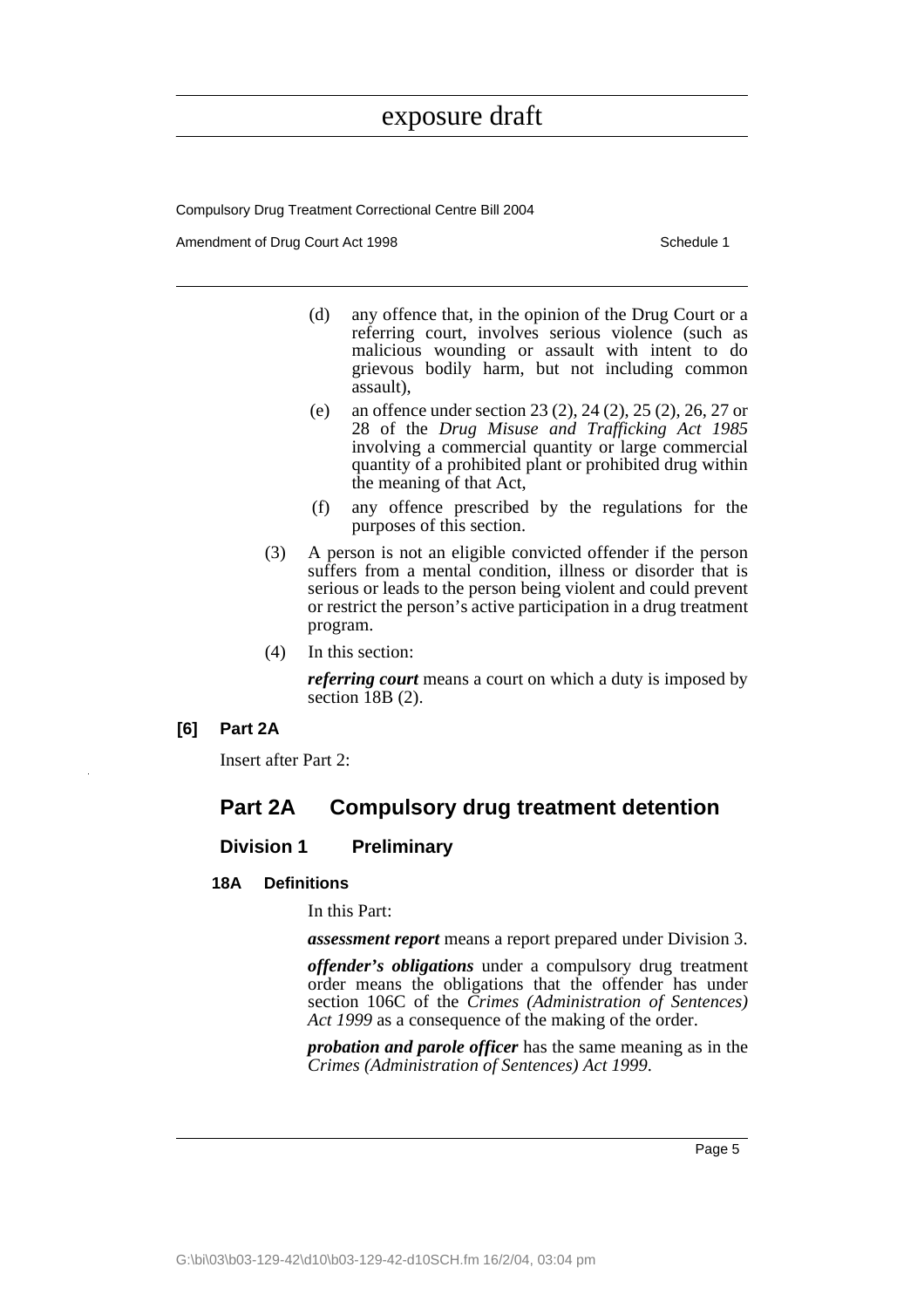(d) any offence that, in the opinion of the Drug Court or a referring court, involves serious violence (such as malicious wounding or assault with intent to do grievous bodily harm, but not including common assault),

(e) an offence under section 23 (2), 24 (2), 25 (2), 26, 27 or 28 of the *Drug Misuse and Trafficking Act 1985* involving a commercial quantity or large commercial quantity of a prohibited plant or prohibited drug within the meaning of that Act,

(f) any offence prescribed by the regulations for the purposes of this section.

(3) A person is not an eligible convicted offender if the person suffers from a mental condition, illness or disorder that is serious or leads to the person being violent and could prevent or restrict the person's active participation in a drug treatment program.

(4) In this section:

***referring court*** means a court on which a duty is imposed by section 18B (2).

**[6] Part 2A**

Insert after Part 2:

## Part 2A Compulsory drug treatment detention

### Division 1 Preliminary

#### 18A Definitions

In this Part:

***assessment report*** means a report prepared under Division 3.

***offender's obligations*** under a compulsory drug treatment order means the obligations that the offender has under section 106C of the *Crimes (Administration of Sentences) Act 1999* as a consequence of the making of the order.

***probation and parole officer*** has the same meaning as in the *Crimes (Administration of Sentences) Act 1999*.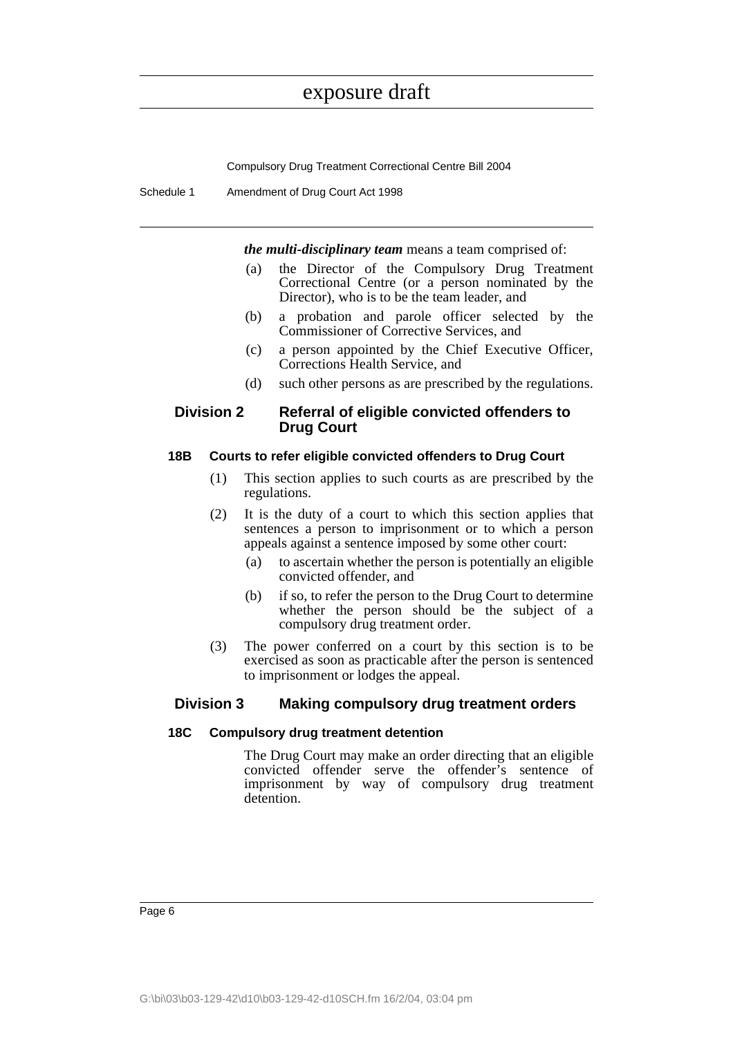*the multi-disciplinary team* means a team comprised of:

- (a) the Director of the Compulsory Drug Treatment Correctional Centre (or a person nominated by the Director), who is to be the team leader, and
- (b) a probation and parole officer selected by the Commissioner of Corrective Services, and
- (c) a person appointed by the Chief Executive Officer, Corrections Health Service, and
- (d) such other persons as are prescribed by the regulations.

## Division 2 Referral of eligible convicted offenders to Drug Court

### 18B Courts to refer eligible convicted offenders to Drug Court

(1) This section applies to such courts as are prescribed by the regulations.

(2) It is the duty of a court to which this section applies that sentences a person to imprisonment or to which a person appeals against a sentence imposed by some other court:

- (a) to ascertain whether the person is potentially an eligible convicted offender, and
- (b) if so, to refer the person to the Drug Court to determine whether the person should be the subject of a compulsory drug treatment order.

(3) The power conferred on a court by this section is to be exercised as soon as practicable after the person is sentenced to imprisonment or lodges the appeal.

## Division 3 Making compulsory drug treatment orders

### 18C Compulsory drug treatment detention

The Drug Court may make an order directing that an eligible convicted offender serve the offender's sentence of imprisonment by way of compulsory drug treatment detention.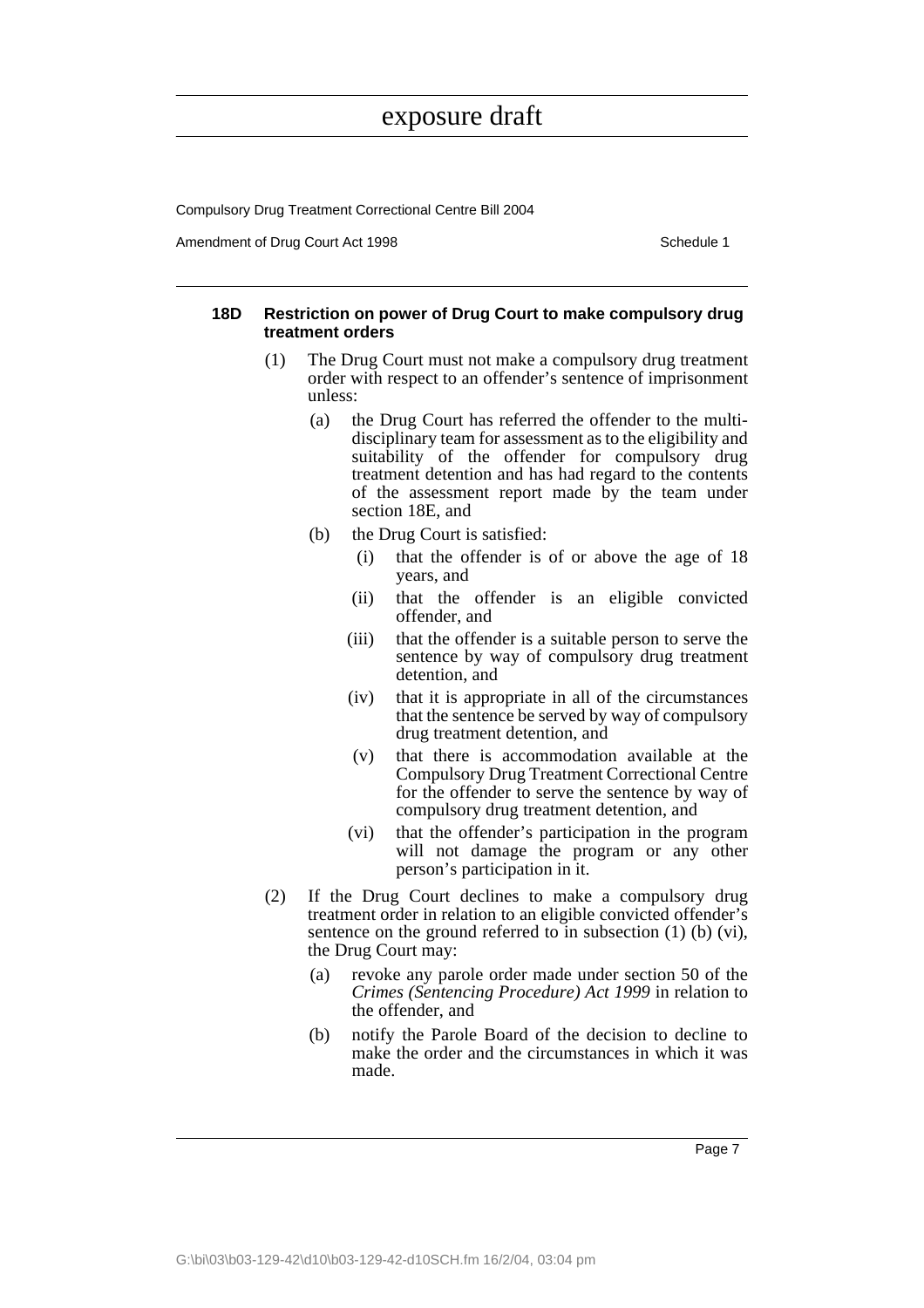#### 18D Restriction on power of Drug Court to make compulsory drug treatment orders

(1) The Drug Court must not make a compulsory drug treatment order with respect to an offender's sentence of imprisonment unless:

- (a) the Drug Court has referred the offender to the multi-disciplinary team for assessment as to the eligibility and suitability of the offender for compulsory drug treatment detention and has had regard to the contents of the assessment report made by the team under section 18E, and
- (b) the Drug Court is satisfied:
  - (i) that the offender is of or above the age of 18 years, and
  - (ii) that the offender is an eligible convicted offender, and
  - (iii) that the offender is a suitable person to serve the sentence by way of compulsory drug treatment detention, and
  - (iv) that it is appropriate in all of the circumstances that the sentence be served by way of compulsory drug treatment detention, and
  - (v) that there is accommodation available at the Compulsory Drug Treatment Correctional Centre for the offender to serve the sentence by way of compulsory drug treatment detention, and
  - (vi) that the offender's participation in the program will not damage the program or any other person's participation in it.

(2) If the Drug Court declines to make a compulsory drug treatment order in relation to an eligible convicted offender's sentence on the ground referred to in subsection (1) (b) (vi), the Drug Court may:

- (a) revoke any parole order made under section 50 of the *Crimes (Sentencing Procedure) Act 1999* in relation to the offender, and
- (b) notify the Parole Board of the decision to decline to make the order and the circumstances in which it was made.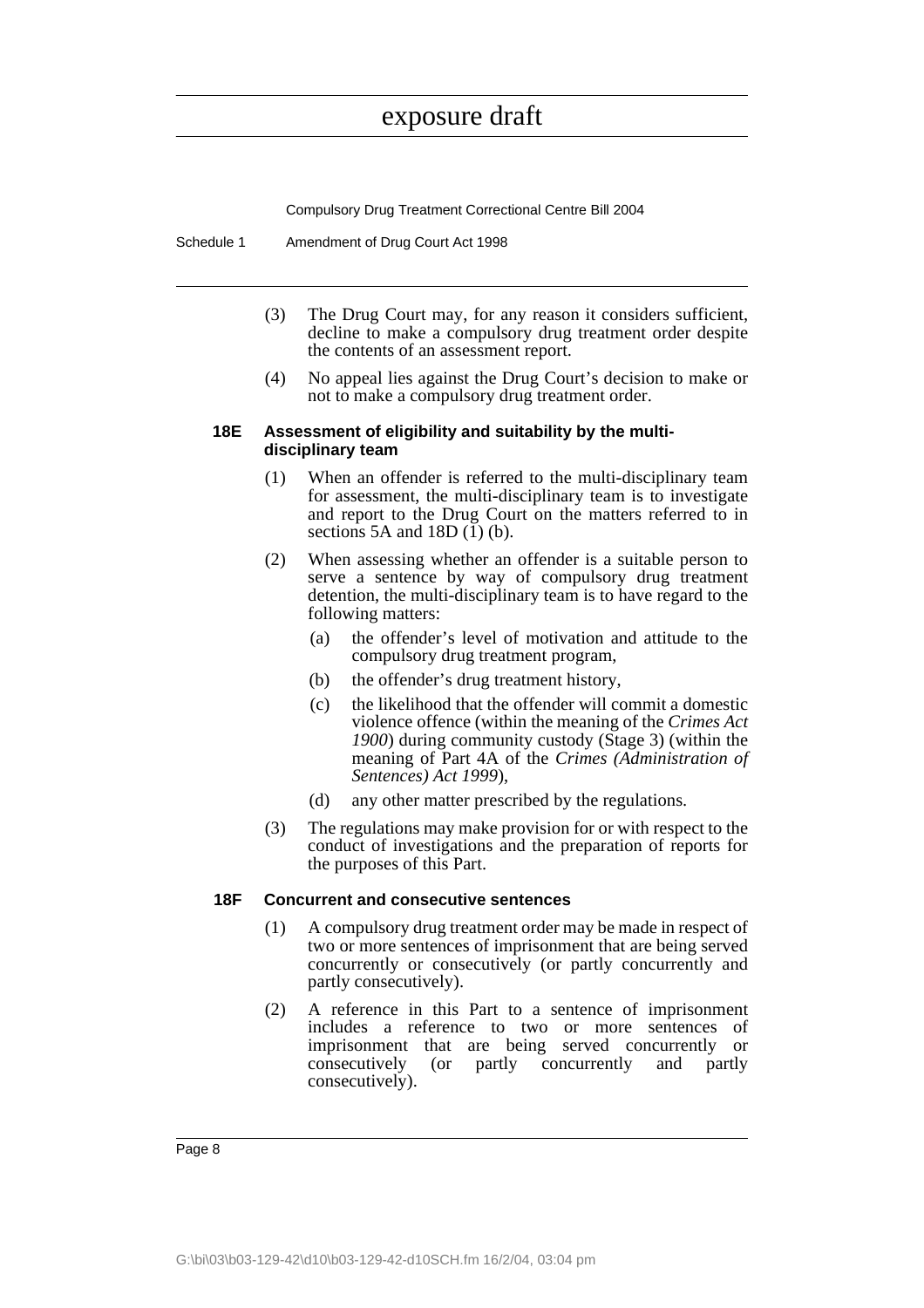(3) The Drug Court may, for any reason it considers sufficient, decline to make a compulsory drug treatment order despite the contents of an assessment report.

(4) No appeal lies against the Drug Court's decision to make or not to make a compulsory drug treatment order.

### 18E Assessment of eligibility and suitability by the multi-disciplinary team

(1) When an offender is referred to the multi-disciplinary team for assessment, the multi-disciplinary team is to investigate and report to the Drug Court on the matters referred to in sections 5A and 18D (1) (b).

(2) When assessing whether an offender is a suitable person to serve a sentence by way of compulsory drug treatment detention, the multi-disciplinary team is to have regard to the following matters:

- (a) the offender's level of motivation and attitude to the compulsory drug treatment program,
- (b) the offender's drug treatment history,
- (c) the likelihood that the offender will commit a domestic violence offence (within the meaning of the *Crimes Act 1900*) during community custody (Stage 3) (within the meaning of Part 4A of the *Crimes (Administration of Sentences) Act 1999*),
- (d) any other matter prescribed by the regulations.

(3) The regulations may make provision for or with respect to the conduct of investigations and the preparation of reports for the purposes of this Part.

### 18F Concurrent and consecutive sentences

(1) A compulsory drug treatment order may be made in respect of two or more sentences of imprisonment that are being served concurrently or consecutively (or partly concurrently and partly consecutively).

(2) A reference in this Part to a sentence of imprisonment includes a reference to two or more sentences of imprisonment that are being served concurrently or consecutively (or partly concurrently and partly consecutively).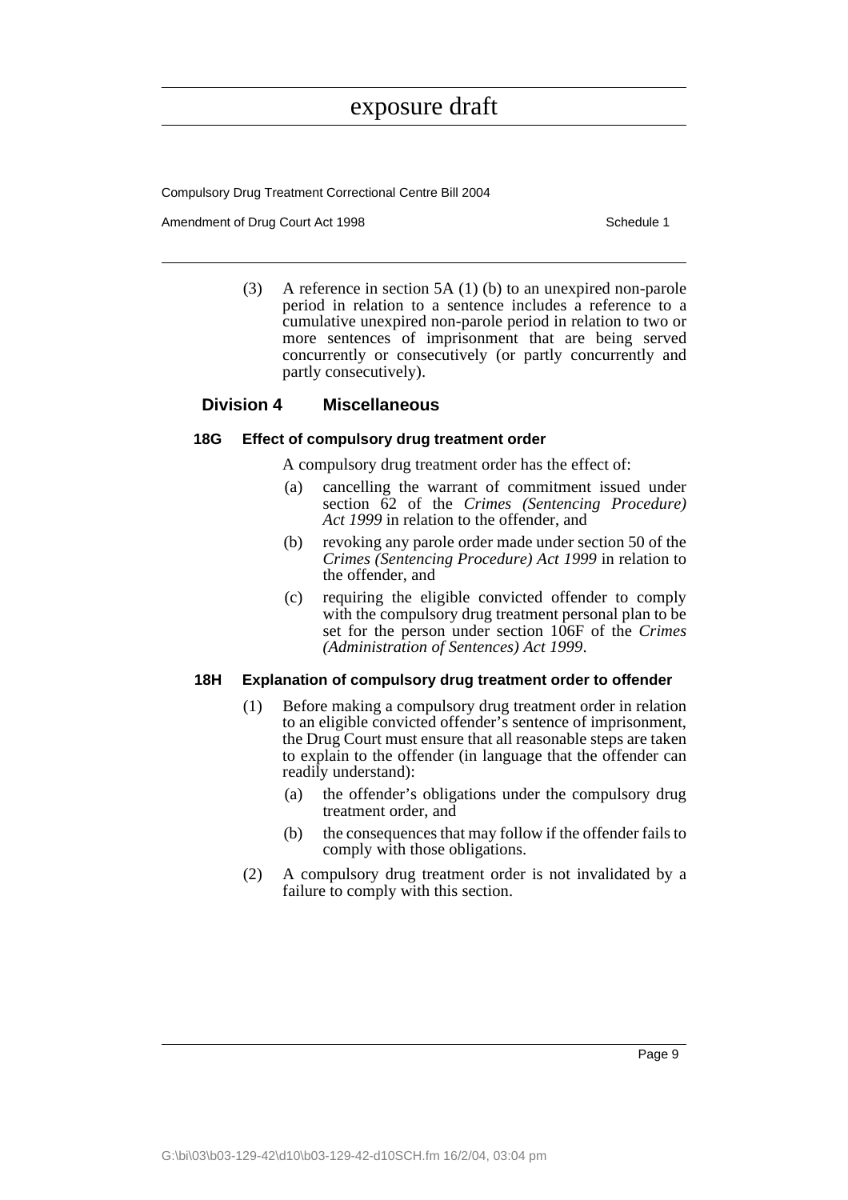(3) A reference in section 5A (1) (b) to an unexpired non-parole period in relation to a sentence includes a reference to a cumulative unexpired non-parole period in relation to two or more sentences of imprisonment that are being served concurrently or consecutively (or partly concurrently and partly consecutively).

## Division 4 Miscellaneous

### 18G Effect of compulsory drug treatment order

A compulsory drug treatment order has the effect of:

(a) cancelling the warrant of commitment issued under section 62 of the *Crimes (Sentencing Procedure) Act 1999* in relation to the offender, and

(b) revoking any parole order made under section 50 of the *Crimes (Sentencing Procedure) Act 1999* in relation to the offender, and

(c) requiring the eligible convicted offender to comply with the compulsory drug treatment personal plan to be set for the person under section 106F of the *Crimes (Administration of Sentences) Act 1999*.

### 18H Explanation of compulsory drug treatment order to offender

(1) Before making a compulsory drug treatment order in relation to an eligible convicted offender's sentence of imprisonment, the Drug Court must ensure that all reasonable steps are taken to explain to the offender (in language that the offender can readily understand):

(a) the offender's obligations under the compulsory drug treatment order, and

(b) the consequences that may follow if the offender fails to comply with those obligations.

(2) A compulsory drug treatment order is not invalidated by a failure to comply with this section.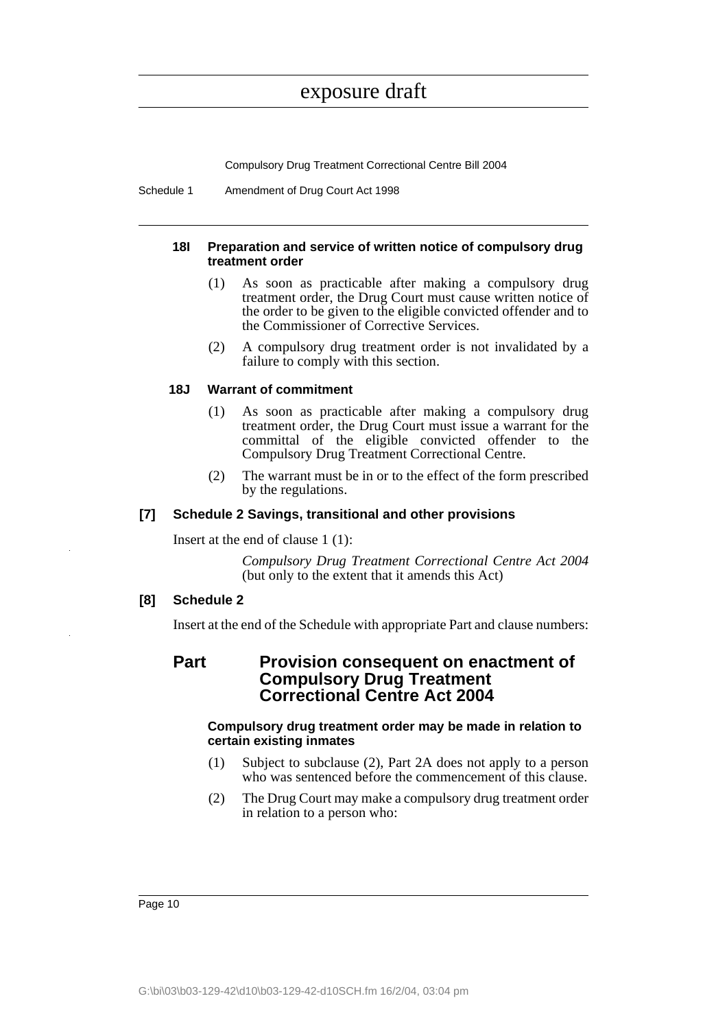#### 18I Preparation and service of written notice of compulsory drug treatment order

(1) As soon as practicable after making a compulsory drug treatment order, the Drug Court must cause written notice of the order to be given to the eligible convicted offender and to the Commissioner of Corrective Services.

(2) A compulsory drug treatment order is not invalidated by a failure to comply with this section.

#### 18J Warrant of commitment

(1) As soon as practicable after making a compulsory drug treatment order, the Drug Court must issue a warrant for the committal of the eligible convicted offender to the Compulsory Drug Treatment Correctional Centre.

(2) The warrant must be in or to the effect of the form prescribed by the regulations.

### [7] Schedule 2 Savings, transitional and other provisions

Insert at the end of clause 1 (1):

> *Compulsory Drug Treatment Correctional Centre Act 2004* (but only to the extent that it amends this Act)

### [8] Schedule 2

Insert at the end of the Schedule with appropriate Part and clause numbers:

## Part Provision consequent on enactment of Compulsory Drug Treatment Correctional Centre Act 2004

#### Compulsory drug treatment order may be made in relation to certain existing inmates

(1) Subject to subclause (2), Part 2A does not apply to a person who was sentenced before the commencement of this clause.

(2) The Drug Court may make a compulsory drug treatment order in relation to a person who: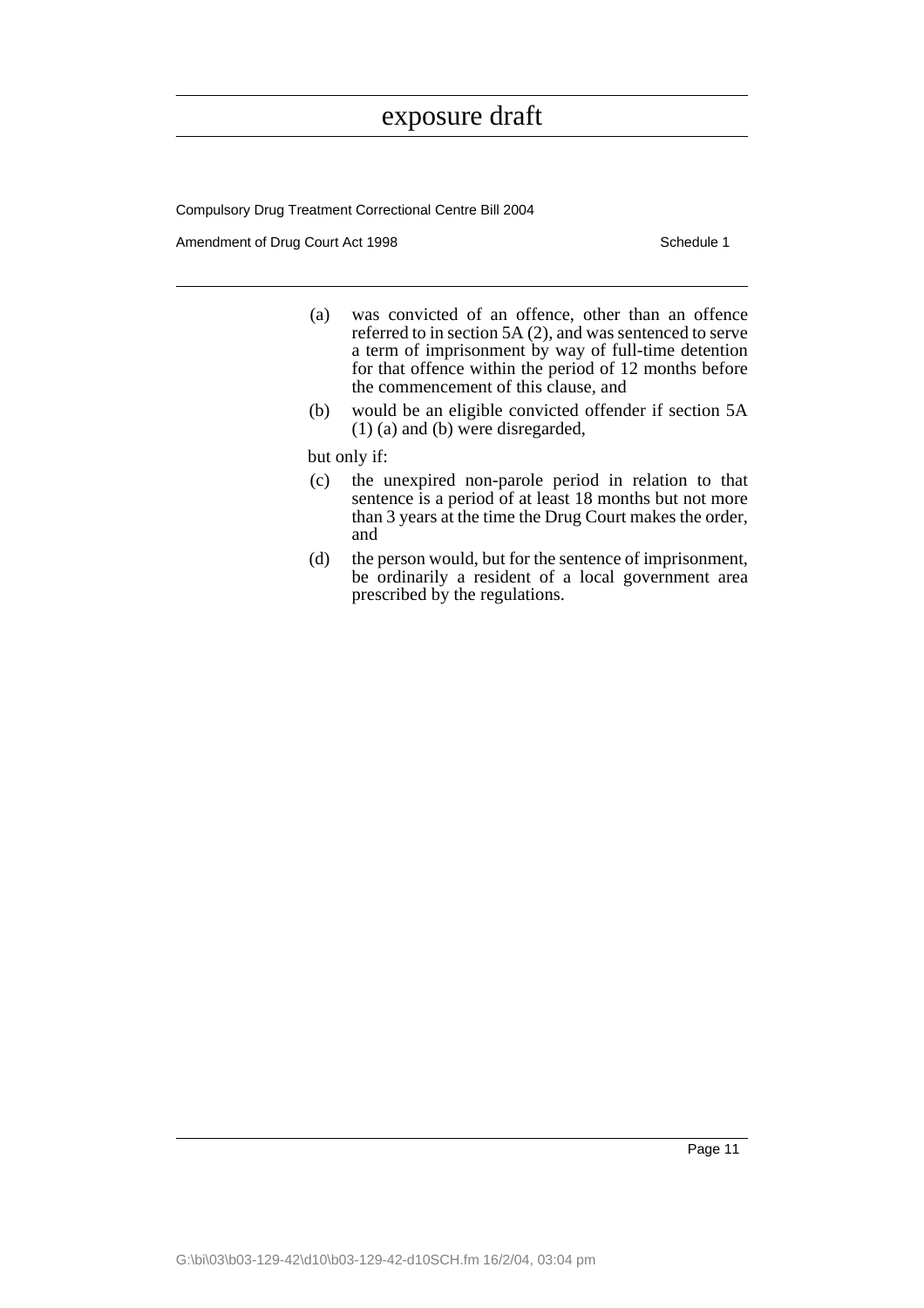(a) was convicted of an offence, other than an offence referred to in section 5A (2), and was sentenced to serve a term of imprisonment by way of full-time detention for that offence within the period of 12 months before the commencement of this clause, and

(b) would be an eligible convicted offender if section 5A (1) (a) and (b) were disregarded,

but only if:

(c) the unexpired non-parole period in relation to that sentence is a period of at least 18 months but not more than 3 years at the time the Drug Court makes the order, and

(d) the person would, but for the sentence of imprisonment, be ordinarily a resident of a local government area prescribed by the regulations.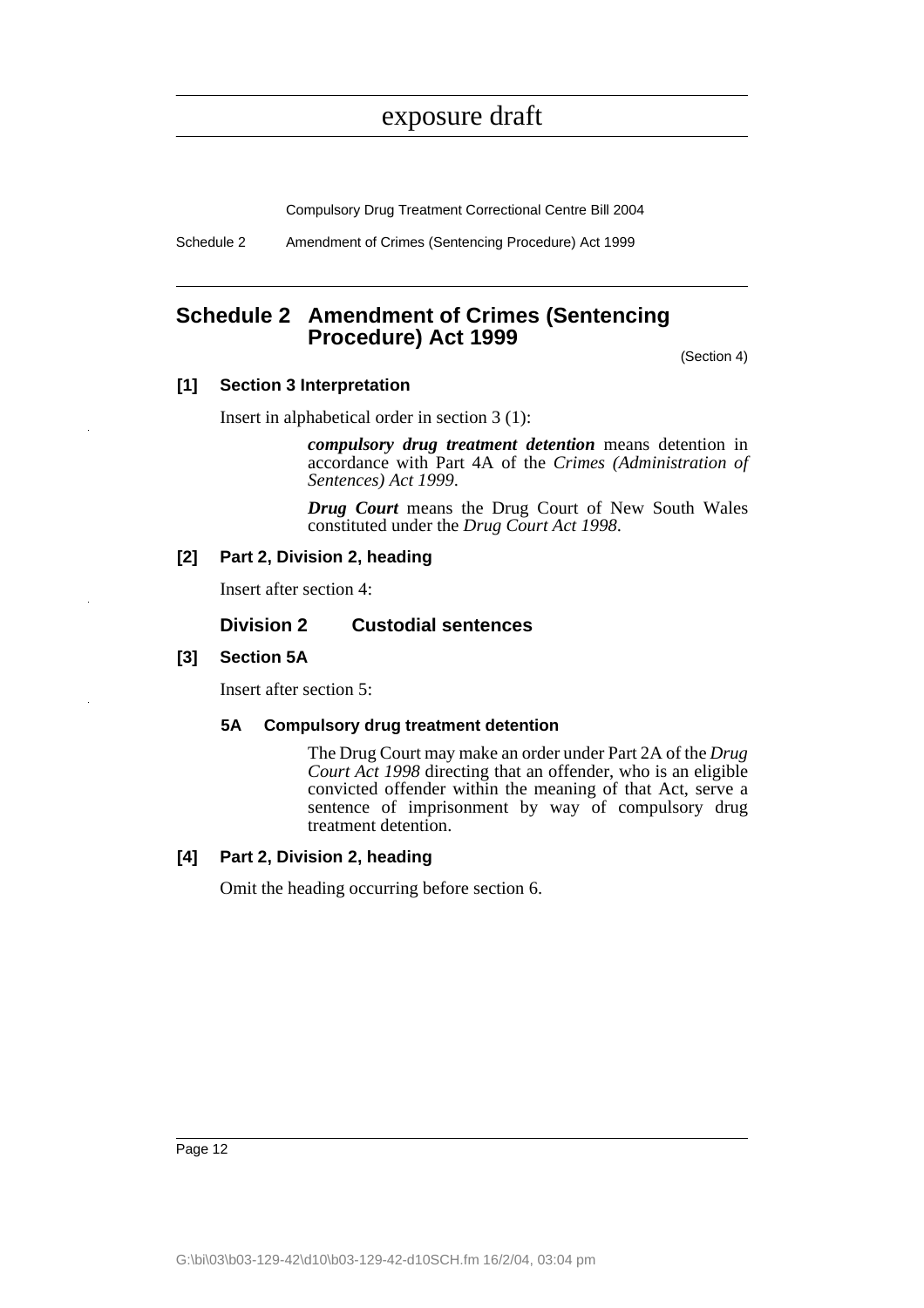# Schedule 2 Amendment of Crimes (Sentencing Procedure) Act 1999

(Section 4)

### [1] Section 3 Interpretation

Insert in alphabetical order in section 3 (1):

> ***compulsory drug treatment detention*** means detention in accordance with Part 4A of the *Crimes (Administration of Sentences) Act 1999*.
>
> ***Drug Court*** means the Drug Court of New South Wales constituted under the *Drug Court Act 1998*.

### [2] Part 2, Division 2, heading

Insert after section 4:

> **Division 2 Custodial sentences**

### [3] Section 5A

Insert after section 5:

> **5A Compulsory drug treatment detention**
>
> The Drug Court may make an order under Part 2A of the *Drug Court Act 1998* directing that an offender, who is an eligible convicted offender within the meaning of that Act, serve a sentence of imprisonment by way of compulsory drug treatment detention.

### [4] Part 2, Division 2, heading

Omit the heading occurring before section 6.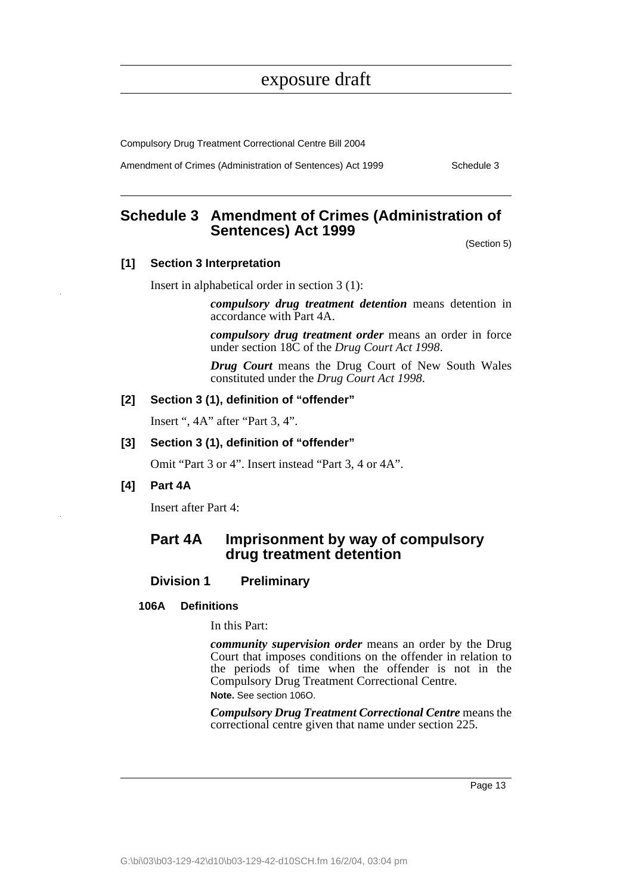# Schedule 3 Amendment of Crimes (Administration of Sentences) Act 1999

(Section 5)

### [1] Section 3 Interpretation

Insert in alphabetical order in section 3 (1):

> ***compulsory drug treatment detention*** means detention in accordance with Part 4A.
>
> ***compulsory drug treatment order*** means an order in force under section 18C of the *Drug Court Act 1998*.
>
> ***Drug Court*** means the Drug Court of New South Wales constituted under the *Drug Court Act 1998*.

### [2] Section 3 (1), definition of "offender"

Insert ", 4A" after "Part 3, 4".

### [3] Section 3 (1), definition of "offender"

Omit "Part 3 or 4". Insert instead "Part 3, 4 or 4A".

### [4] Part 4A

Insert after Part 4:

## Part 4A Imprisonment by way of compulsory drug treatment detention

### Division 1 Preliminary

#### 106A Definitions

In this Part:

***community supervision order*** means an order by the Drug Court that imposes conditions on the offender in relation to the periods of time when the offender is not in the Compulsory Drug Treatment Correctional Centre.

**Note.** See section 106O.

***Compulsory Drug Treatment Correctional Centre*** means the correctional centre given that name under section 225.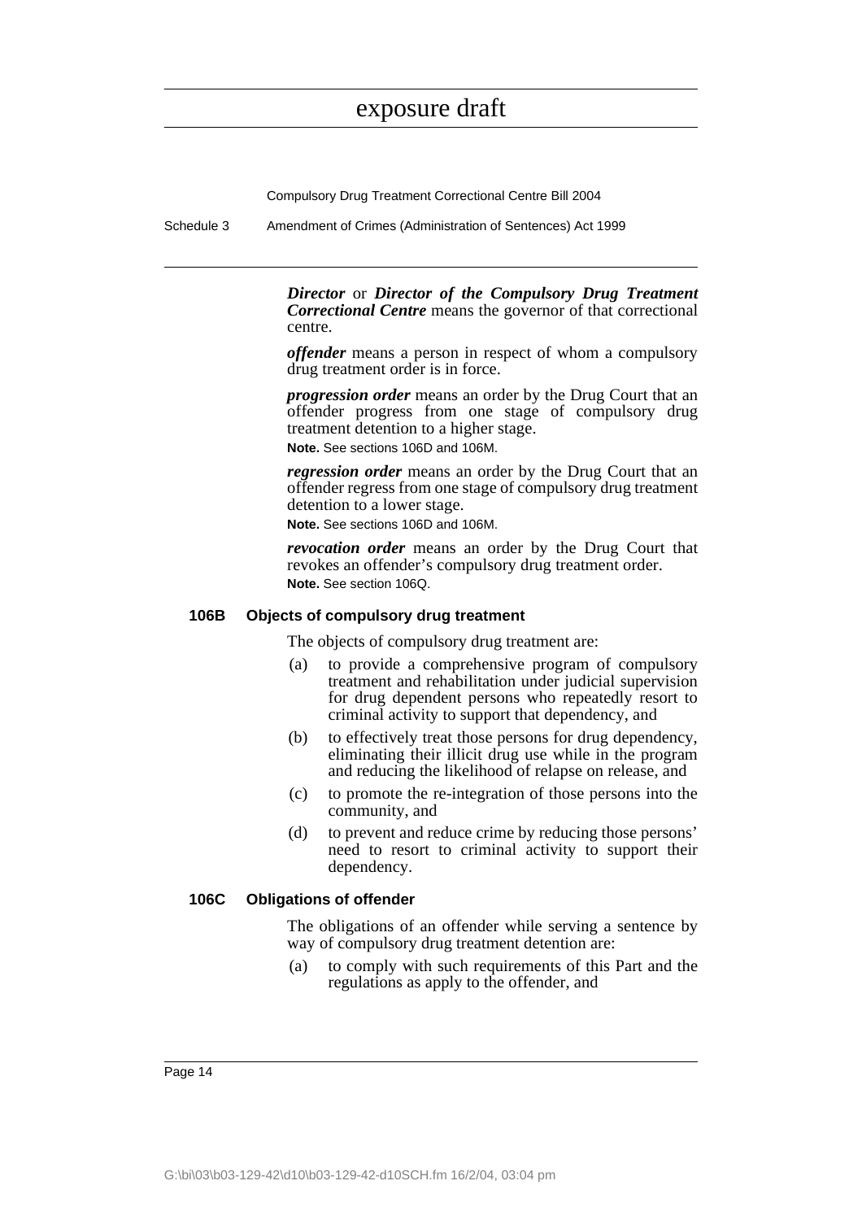***Director*** or ***Director of the Compulsory Drug Treatment Correctional Centre*** means the governor of that correctional centre.

***offender*** means a person in respect of whom a compulsory drug treatment order is in force.

***progression order*** means an order by the Drug Court that an offender progress from one stage of compulsory drug treatment detention to a higher stage.

**Note.** See sections 106D and 106M.

***regression order*** means an order by the Drug Court that an offender regress from one stage of compulsory drug treatment detention to a lower stage.

**Note.** See sections 106D and 106M.

***revocation order*** means an order by the Drug Court that revokes an offender's compulsory drug treatment order.

**Note.** See section 106Q.

#### 106B Objects of compulsory drug treatment

The objects of compulsory drug treatment are:

(a) to provide a comprehensive program of compulsory treatment and rehabilitation under judicial supervision for drug dependent persons who repeatedly resort to criminal activity to support that dependency, and

(b) to effectively treat those persons for drug dependency, eliminating their illicit drug use while in the program and reducing the likelihood of relapse on release, and

(c) to promote the re-integration of those persons into the community, and

(d) to prevent and reduce crime by reducing those persons' need to resort to criminal activity to support their dependency.

#### 106C Obligations of offender

The obligations of an offender while serving a sentence by way of compulsory drug treatment detention are:

(a) to comply with such requirements of this Part and the regulations as apply to the offender, and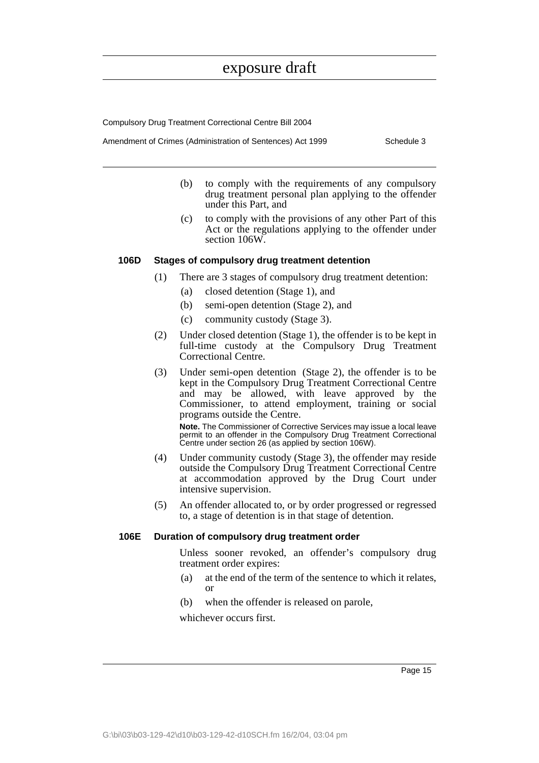(b) to comply with the requirements of any compulsory drug treatment personal plan applying to the offender under this Part, and

(c) to comply with the provisions of any other Part of this Act or the regulations applying to the offender under section 106W.

#### 106D Stages of compulsory drug treatment detention

(1) There are 3 stages of compulsory drug treatment detention:

(a) closed detention (Stage 1), and

(b) semi-open detention (Stage 2), and

(c) community custody (Stage 3).

(2) Under closed detention (Stage 1), the offender is to be kept in full-time custody at the Compulsory Drug Treatment Correctional Centre.

(3) Under semi-open detention (Stage 2), the offender is to be kept in the Compulsory Drug Treatment Correctional Centre and may be allowed, with leave approved by the Commissioner, to attend employment, training or social programs outside the Centre.

**Note.** The Commissioner of Corrective Services may issue a local leave permit to an offender in the Compulsory Drug Treatment Correctional Centre under section 26 (as applied by section 106W).

(4) Under community custody (Stage 3), the offender may reside outside the Compulsory Drug Treatment Correctional Centre at accommodation approved by the Drug Court under intensive supervision.

(5) An offender allocated to, or by order progressed or regressed to, a stage of detention is in that stage of detention.

#### 106E Duration of compulsory drug treatment order

Unless sooner revoked, an offender's compulsory drug treatment order expires:

(a) at the end of the term of the sentence to which it relates, or

(b) when the offender is released on parole,

whichever occurs first.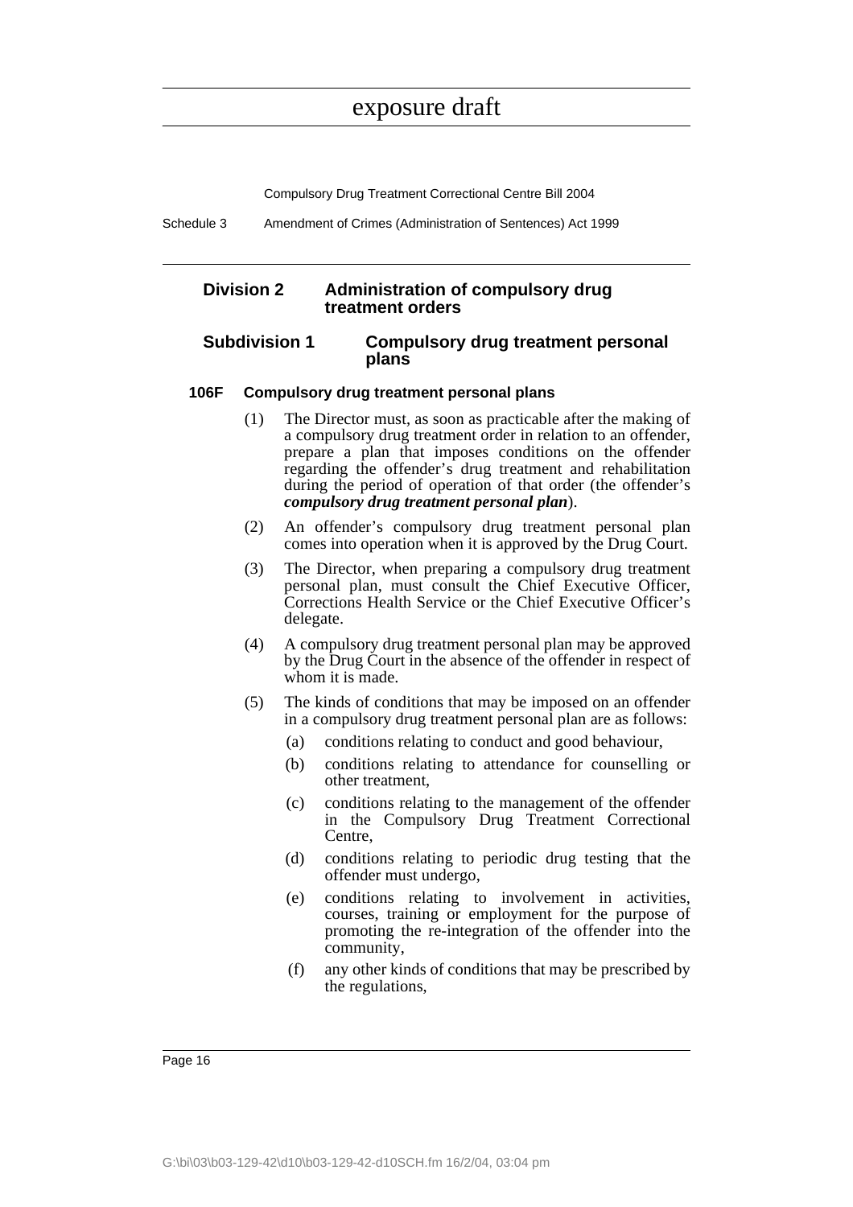## Division 2 Administration of compulsory drug treatment orders

### Subdivision 1 Compulsory drug treatment personal plans

#### 106F Compulsory drug treatment personal plans

(1) The Director must, as soon as practicable after the making of a compulsory drug treatment order in relation to an offender, prepare a plan that imposes conditions on the offender regarding the offender's drug treatment and rehabilitation during the period of operation of that order (the offender's ***compulsory drug treatment personal plan***).

(2) An offender's compulsory drug treatment personal plan comes into operation when it is approved by the Drug Court.

(3) The Director, when preparing a compulsory drug treatment personal plan, must consult the Chief Executive Officer, Corrections Health Service or the Chief Executive Officer's delegate.

(4) A compulsory drug treatment personal plan may be approved by the Drug Court in the absence of the offender in respect of whom it is made.

(5) The kinds of conditions that may be imposed on an offender in a compulsory drug treatment personal plan are as follows:

(a) conditions relating to conduct and good behaviour,

(b) conditions relating to attendance for counselling or other treatment,

(c) conditions relating to the management of the offender in the Compulsory Drug Treatment Correctional Centre,

(d) conditions relating to periodic drug testing that the offender must undergo,

(e) conditions relating to involvement in activities, courses, training or employment for the purpose of promoting the re-integration of the offender into the community,

(f) any other kinds of conditions that may be prescribed by the regulations,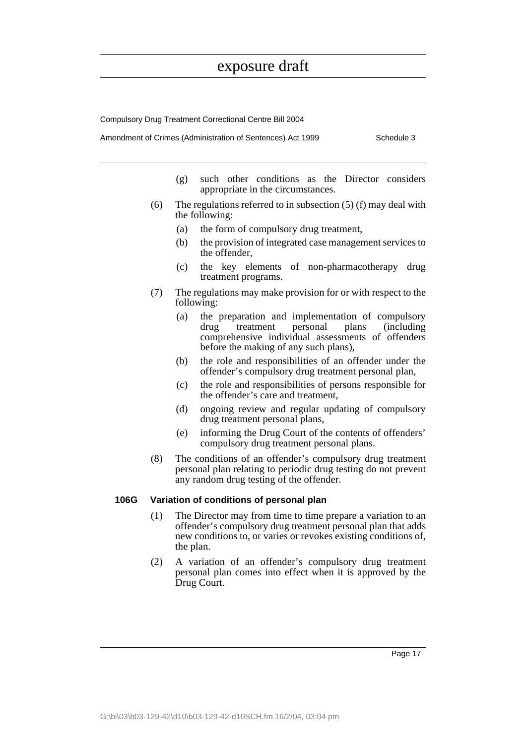(g) such other conditions as the Director considers appropriate in the circumstances.

(6) The regulations referred to in subsection (5) (f) may deal with the following:

(a) the form of compulsory drug treatment,

(b) the provision of integrated case management services to the offender,

(c) the key elements of non-pharmacotherapy drug treatment programs.

(7) The regulations may make provision for or with respect to the following:

(a) the preparation and implementation of compulsory drug treatment personal plans (including comprehensive individual assessments of offenders before the making of any such plans),

(b) the role and responsibilities of an offender under the offender's compulsory drug treatment personal plan,

(c) the role and responsibilities of persons responsible for the offender's care and treatment,

(d) ongoing review and regular updating of compulsory drug treatment personal plans,

(e) informing the Drug Court of the contents of offenders' compulsory drug treatment personal plans.

(8) The conditions of an offender's compulsory drug treatment personal plan relating to periodic drug testing do not prevent any random drug testing of the offender.

**106G Variation of conditions of personal plan**

(1) The Director may from time to time prepare a variation to an offender's compulsory drug treatment personal plan that adds new conditions to, or varies or revokes existing conditions of, the plan.

(2) A variation of an offender's compulsory drug treatment personal plan comes into effect when it is approved by the Drug Court.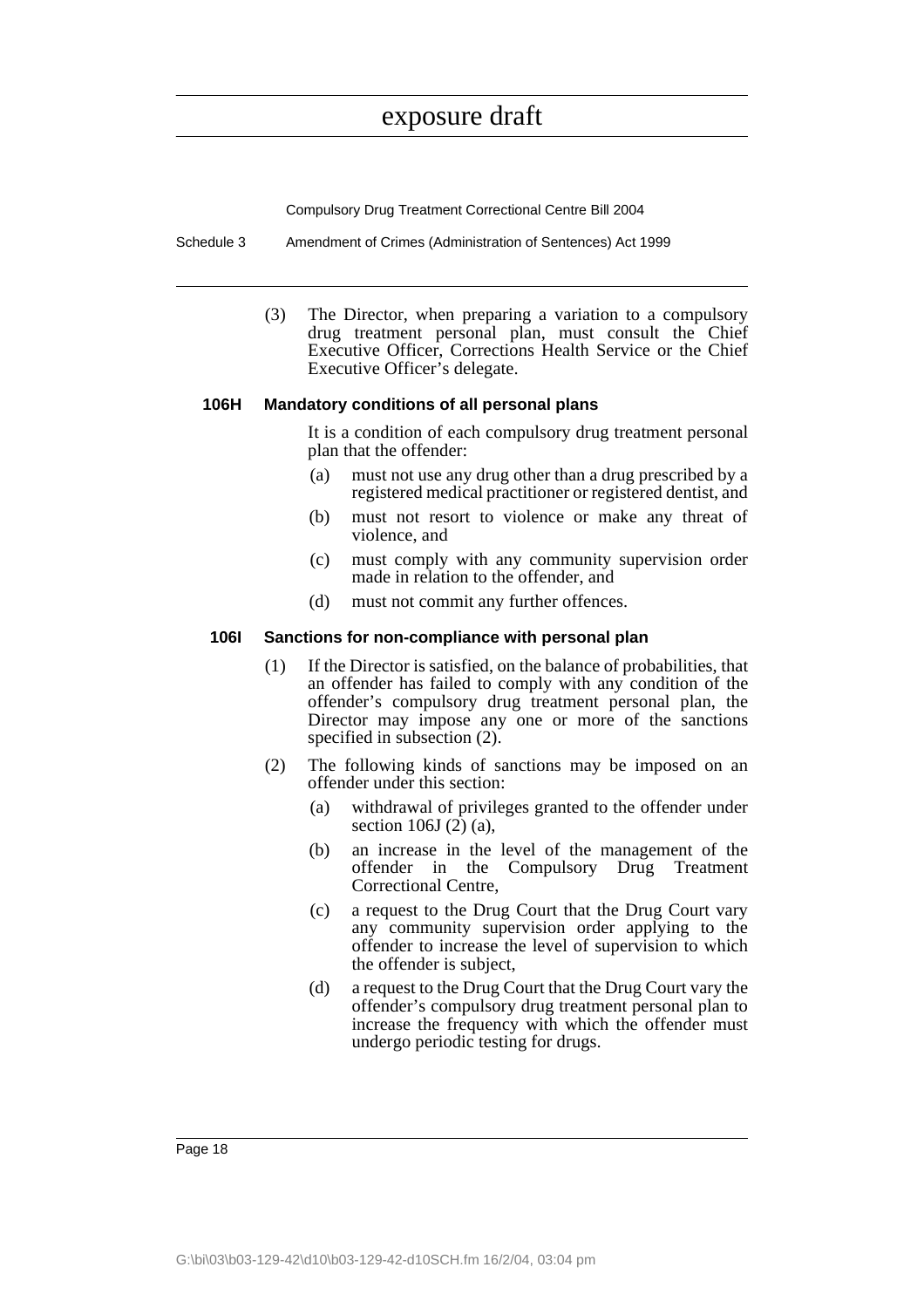(3) The Director, when preparing a variation to a compulsory drug treatment personal plan, must consult the Chief Executive Officer, Corrections Health Service or the Chief Executive Officer's delegate.

**106H Mandatory conditions of all personal plans**

It is a condition of each compulsory drug treatment personal plan that the offender:

(a) must not use any drug other than a drug prescribed by a registered medical practitioner or registered dentist, and

(b) must not resort to violence or make any threat of violence, and

(c) must comply with any community supervision order made in relation to the offender, and

(d) must not commit any further offences.

**106I Sanctions for non-compliance with personal plan**

(1) If the Director is satisfied, on the balance of probabilities, that an offender has failed to comply with any condition of the offender's compulsory drug treatment personal plan, the Director may impose any one or more of the sanctions specified in subsection (2).

(2) The following kinds of sanctions may be imposed on an offender under this section:

(a) withdrawal of privileges granted to the offender under section 106J (2) (a),

(b) an increase in the level of the management of the offender in the Compulsory Drug Treatment Correctional Centre,

(c) a request to the Drug Court that the Drug Court vary any community supervision order applying to the offender to increase the level of supervision to which the offender is subject,

(d) a request to the Drug Court that the Drug Court vary the offender's compulsory drug treatment personal plan to increase the frequency with which the offender must undergo periodic testing for drugs.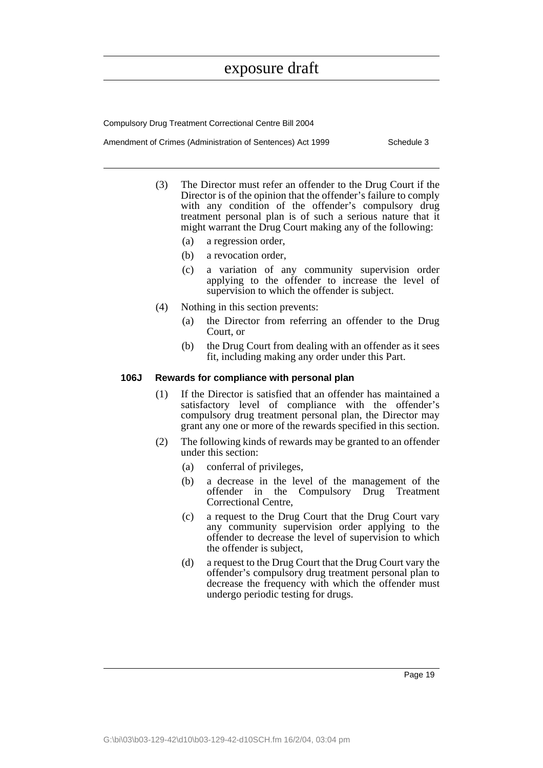(3) The Director must refer an offender to the Drug Court if the Director is of the opinion that the offender's failure to comply with any condition of the offender's compulsory drug treatment personal plan is of such a serious nature that it might warrant the Drug Court making any of the following:

(a) a regression order,

(b) a revocation order,

(c) a variation of any community supervision order applying to the offender to increase the level of supervision to which the offender is subject.

(4) Nothing in this section prevents:

(a) the Director from referring an offender to the Drug Court, or

(b) the Drug Court from dealing with an offender as it sees fit, including making any order under this Part.

**106J Rewards for compliance with personal plan**

(1) If the Director is satisfied that an offender has maintained a satisfactory level of compliance with the offender's compulsory drug treatment personal plan, the Director may grant any one or more of the rewards specified in this section.

(2) The following kinds of rewards may be granted to an offender under this section:

(a) conferral of privileges,

(b) a decrease in the level of the management of the offender in the Compulsory Drug Treatment Correctional Centre,

(c) a request to the Drug Court that the Drug Court vary any community supervision order applying to the offender to decrease the level of supervision to which the offender is subject,

(d) a request to the Drug Court that the Drug Court vary the offender's compulsory drug treatment personal plan to decrease the frequency with which the offender must undergo periodic testing for drugs.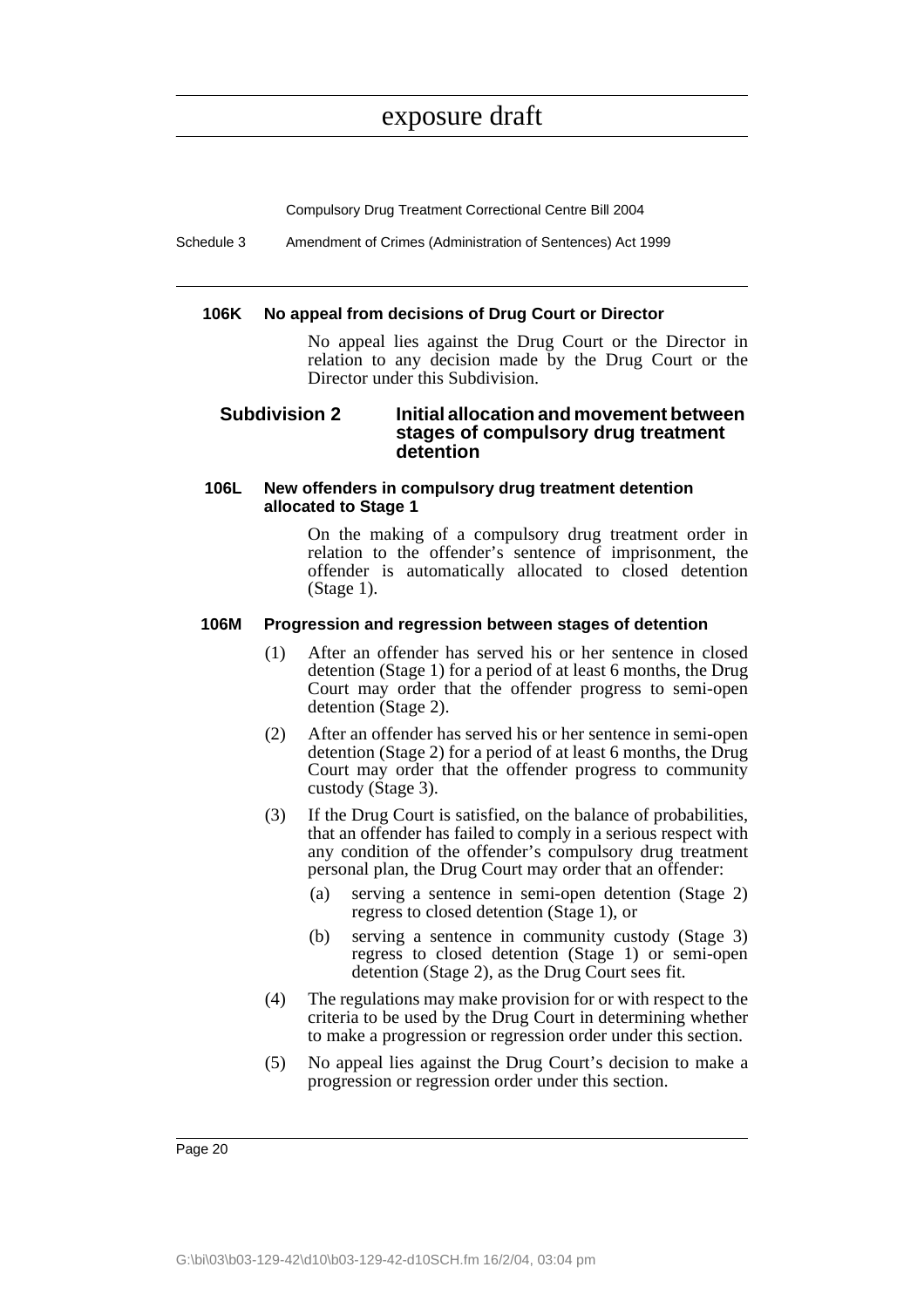#### 106K No appeal from decisions of Drug Court or Director

No appeal lies against the Drug Court or the Director in relation to any decision made by the Drug Court or the Director under this Subdivision.

### Subdivision 2 Initial allocation and movement between stages of compulsory drug treatment detention

#### 106L New offenders in compulsory drug treatment detention allocated to Stage 1

On the making of a compulsory drug treatment order in relation to the offender's sentence of imprisonment, the offender is automatically allocated to closed detention (Stage 1).

#### 106M Progression and regression between stages of detention

(1) After an offender has served his or her sentence in closed detention (Stage 1) for a period of at least 6 months, the Drug Court may order that the offender progress to semi-open detention (Stage 2).

(2) After an offender has served his or her sentence in semi-open detention (Stage 2) for a period of at least 6 months, the Drug Court may order that the offender progress to community custody (Stage 3).

(3) If the Drug Court is satisfied, on the balance of probabilities, that an offender has failed to comply in a serious respect with any condition of the offender's compulsory drug treatment personal plan, the Drug Court may order that an offender:

   (a) serving a sentence in semi-open detention (Stage 2) regress to closed detention (Stage 1), or

   (b) serving a sentence in community custody (Stage 3) regress to closed detention (Stage 1) or semi-open detention (Stage 2), as the Drug Court sees fit.

(4) The regulations may make provision for or with respect to the criteria to be used by the Drug Court in determining whether to make a progression or regression order under this section.

(5) No appeal lies against the Drug Court's decision to make a progression or regression order under this section.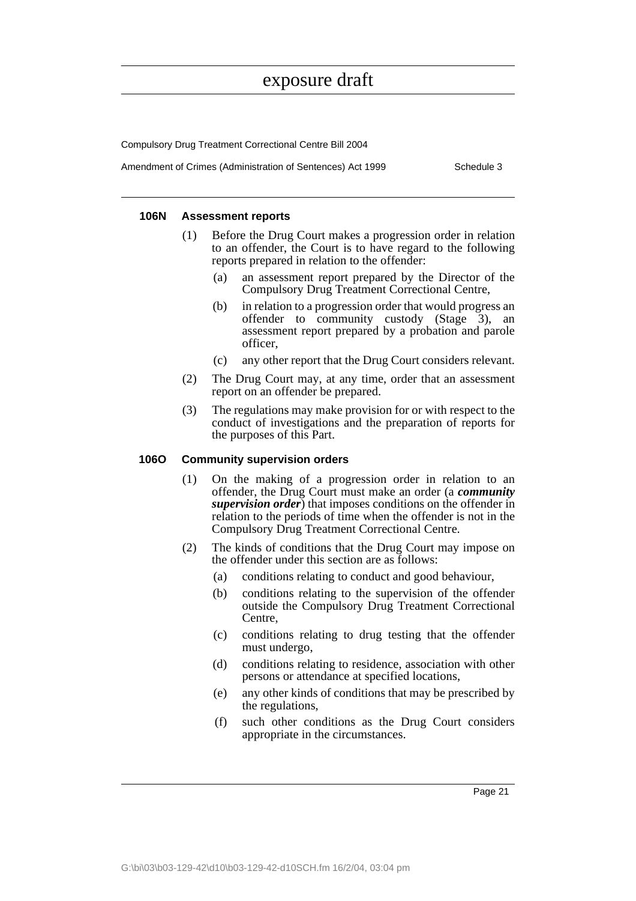#### 106N Assessment reports

(1) Before the Drug Court makes a progression order in relation to an offender, the Court is to have regard to the following reports prepared in relation to the offender:

- (a) an assessment report prepared by the Director of the Compulsory Drug Treatment Correctional Centre,
- (b) in relation to a progression order that would progress an offender to community custody (Stage 3), an assessment report prepared by a probation and parole officer,
- (c) any other report that the Drug Court considers relevant.

(2) The Drug Court may, at any time, order that an assessment report on an offender be prepared.

(3) The regulations may make provision for or with respect to the conduct of investigations and the preparation of reports for the purposes of this Part.

#### 106O Community supervision orders

(1) On the making of a progression order in relation to an offender, the Drug Court must make an order (a ***community supervision order***) that imposes conditions on the offender in relation to the periods of time when the offender is not in the Compulsory Drug Treatment Correctional Centre.

(2) The kinds of conditions that the Drug Court may impose on the offender under this section are as follows:

- (a) conditions relating to conduct and good behaviour,
- (b) conditions relating to the supervision of the offender outside the Compulsory Drug Treatment Correctional Centre,
- (c) conditions relating to drug testing that the offender must undergo,
- (d) conditions relating to residence, association with other persons or attendance at specified locations,
- (e) any other kinds of conditions that may be prescribed by the regulations,
- (f) such other conditions as the Drug Court considers appropriate in the circumstances.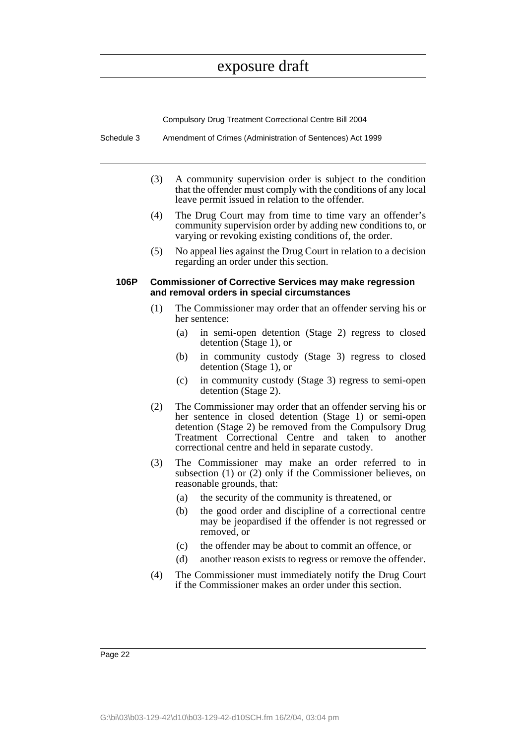(3) A community supervision order is subject to the condition that the offender must comply with the conditions of any local leave permit issued in relation to the offender.

(4) The Drug Court may from time to time vary an offender's community supervision order by adding new conditions to, or varying or revoking existing conditions of, the order.

(5) No appeal lies against the Drug Court in relation to a decision regarding an order under this section.

**106P Commissioner of Corrective Services may make regression and removal orders in special circumstances**

(1) The Commissioner may order that an offender serving his or her sentence:

- (a) in semi-open detention (Stage 2) regress to closed detention (Stage 1), or
- (b) in community custody (Stage 3) regress to closed detention (Stage 1), or
- (c) in community custody (Stage 3) regress to semi-open detention (Stage 2).

(2) The Commissioner may order that an offender serving his or her sentence in closed detention (Stage 1) or semi-open detention (Stage 2) be removed from the Compulsory Drug Treatment Correctional Centre and taken to another correctional centre and held in separate custody.

(3) The Commissioner may make an order referred to in subsection (1) or (2) only if the Commissioner believes, on reasonable grounds, that:

- (a) the security of the community is threatened, or
- (b) the good order and discipline of a correctional centre may be jeopardised if the offender is not regressed or removed, or
- (c) the offender may be about to commit an offence, or
- (d) another reason exists to regress or remove the offender.

(4) The Commissioner must immediately notify the Drug Court if the Commissioner makes an order under this section.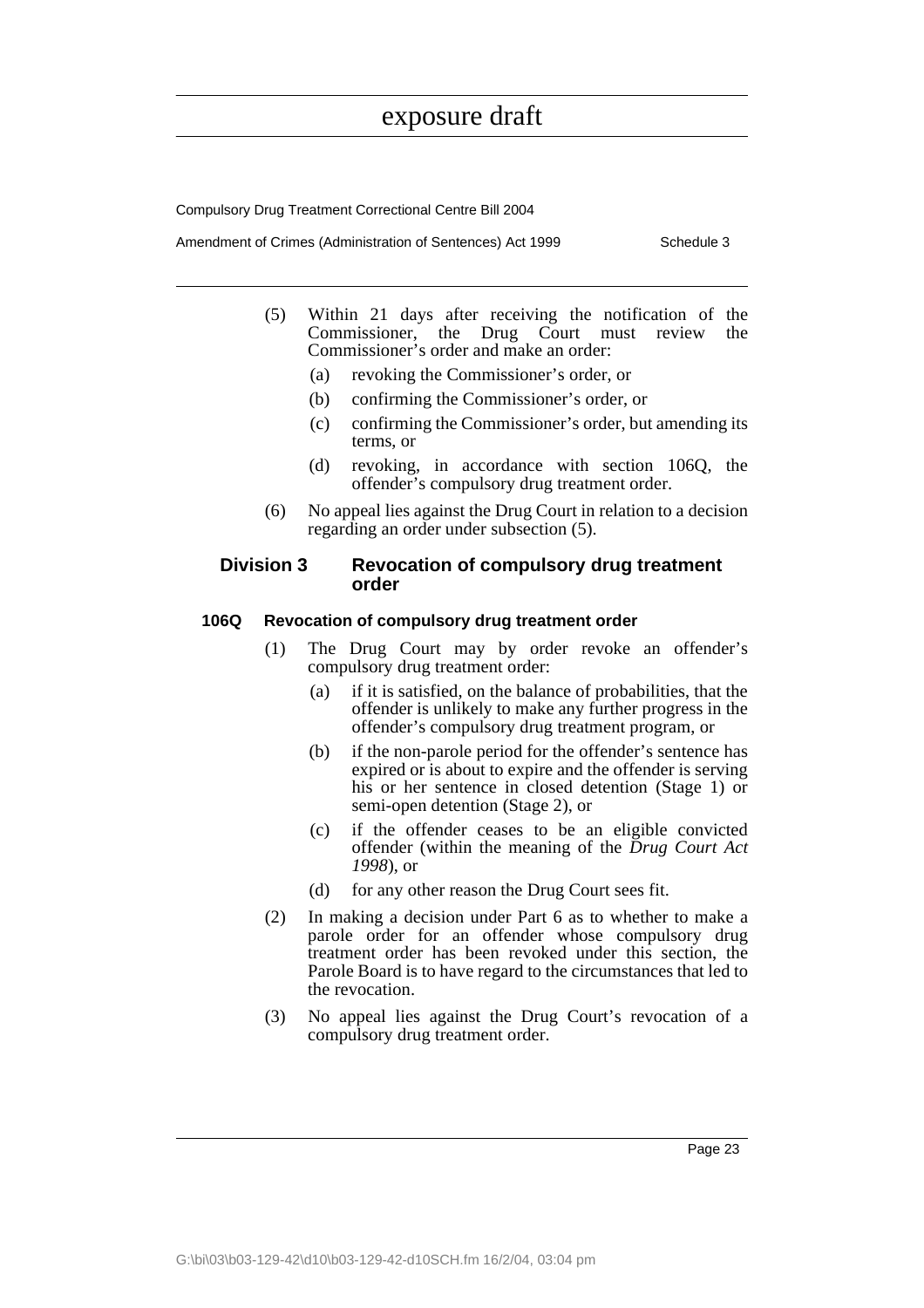(5) Within 21 days after receiving the notification of the Commissioner, the Drug Court must review the Commissioner's order and make an order:

(a) revoking the Commissioner's order, or

(b) confirming the Commissioner's order, or

(c) confirming the Commissioner's order, but amending its terms, or

(d) revoking, in accordance with section 106Q, the offender's compulsory drug treatment order.

(6) No appeal lies against the Drug Court in relation to a decision regarding an order under subsection (5).

## Division 3 Revocation of compulsory drug treatment order

### 106Q Revocation of compulsory drug treatment order

(1) The Drug Court may by order revoke an offender's compulsory drug treatment order:

(a) if it is satisfied, on the balance of probabilities, that the offender is unlikely to make any further progress in the offender's compulsory drug treatment program, or

(b) if the non-parole period for the offender's sentence has expired or is about to expire and the offender is serving his or her sentence in closed detention (Stage 1) or semi-open detention (Stage 2), or

(c) if the offender ceases to be an eligible convicted offender (within the meaning of the *Drug Court Act 1998*), or

(d) for any other reason the Drug Court sees fit.

(2) In making a decision under Part 6 as to whether to make a parole order for an offender whose compulsory drug treatment order has been revoked under this section, the Parole Board is to have regard to the circumstances that led to the revocation.

(3) No appeal lies against the Drug Court's revocation of a compulsory drug treatment order.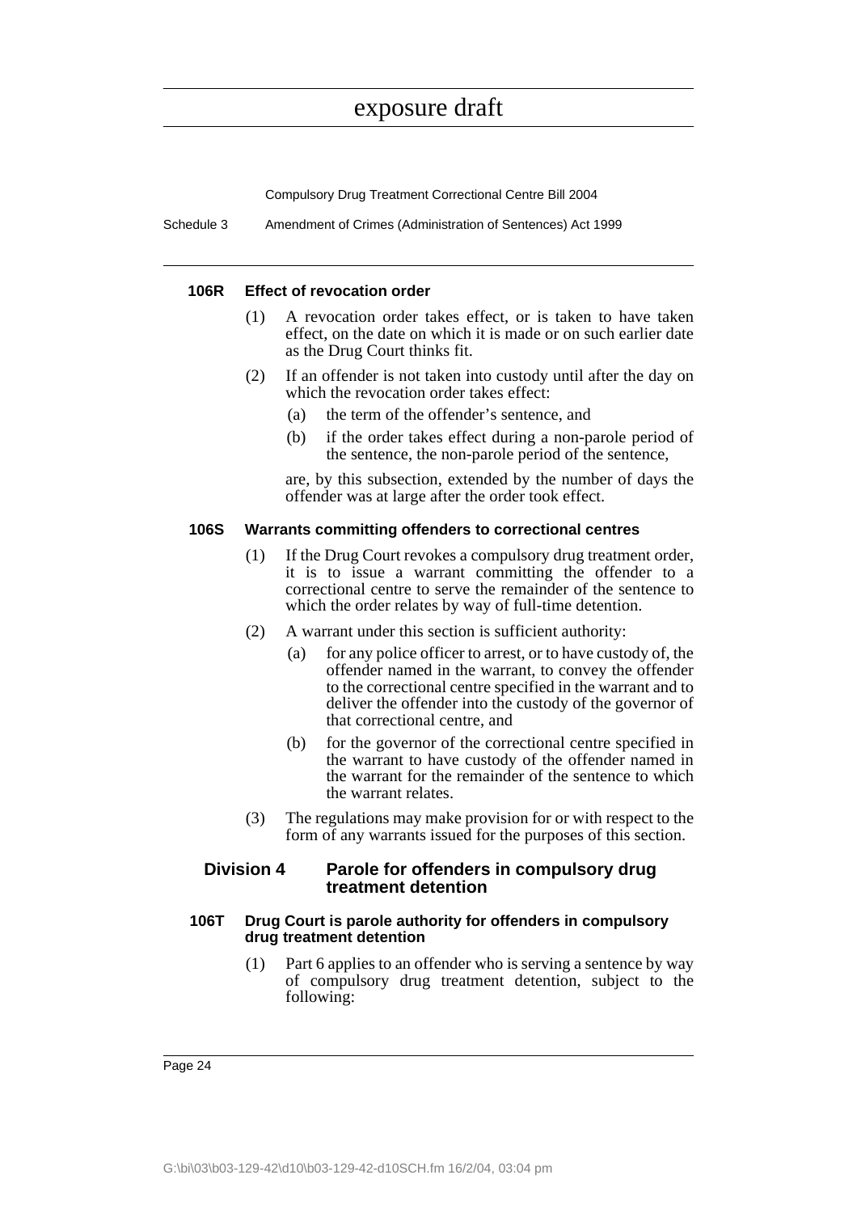#### 106R Effect of revocation order

(1) A revocation order takes effect, or is taken to have taken effect, on the date on which it is made or on such earlier date as the Drug Court thinks fit.

(2) If an offender is not taken into custody until after the day on which the revocation order takes effect:

(a) the term of the offender's sentence, and

(b) if the order takes effect during a non-parole period of the sentence, the non-parole period of the sentence,

are, by this subsection, extended by the number of days the offender was at large after the order took effect.

#### 106S Warrants committing offenders to correctional centres

(1) If the Drug Court revokes a compulsory drug treatment order, it is to issue a warrant committing the offender to a correctional centre to serve the remainder of the sentence to which the order relates by way of full-time detention.

(2) A warrant under this section is sufficient authority:

(a) for any police officer to arrest, or to have custody of, the offender named in the warrant, to convey the offender to the correctional centre specified in the warrant and to deliver the offender into the custody of the governor of that correctional centre, and

(b) for the governor of the correctional centre specified in the warrant to have custody of the offender named in the warrant for the remainder of the sentence to which the warrant relates.

(3) The regulations may make provision for or with respect to the form of any warrants issued for the purposes of this section.

### Division 4 Parole for offenders in compulsory drug treatment detention

#### 106T Drug Court is parole authority for offenders in compulsory drug treatment detention

(1) Part 6 applies to an offender who is serving a sentence by way of compulsory drug treatment detention, subject to the following: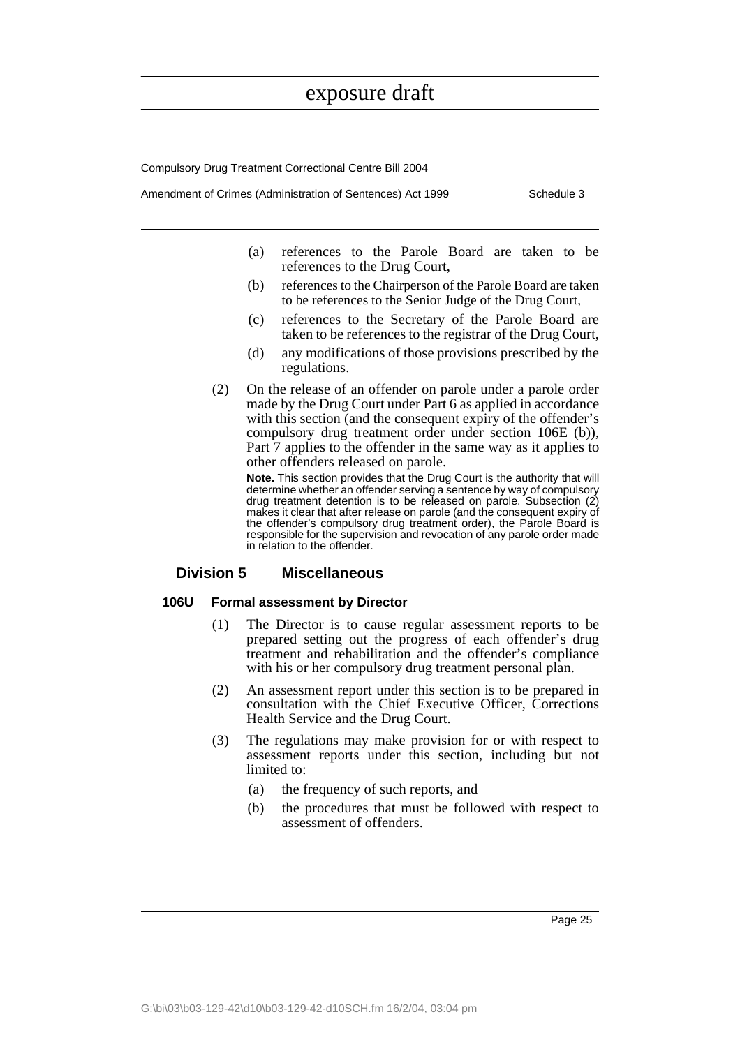(a) references to the Parole Board are taken to be references to the Drug Court,

(b) references to the Chairperson of the Parole Board are taken to be references to the Senior Judge of the Drug Court,

(c) references to the Secretary of the Parole Board are taken to be references to the registrar of the Drug Court,

(d) any modifications of those provisions prescribed by the regulations.

(2) On the release of an offender on parole under a parole order made by the Drug Court under Part 6 as applied in accordance with this section (and the consequent expiry of the offender's compulsory drug treatment order under section 106E (b)), Part 7 applies to the offender in the same way as it applies to other offenders released on parole.

**Note.** This section provides that the Drug Court is the authority that will determine whether an offender serving a sentence by way of compulsory drug treatment detention is to be released on parole. Subsection (2) makes it clear that after release on parole (and the consequent expiry of the offender's compulsory drug treatment order), the Parole Board is responsible for the supervision and revocation of any parole order made in relation to the offender.

## Division 5 Miscellaneous

### 106U Formal assessment by Director

(1) The Director is to cause regular assessment reports to be prepared setting out the progress of each offender's drug treatment and rehabilitation and the offender's compliance with his or her compulsory drug treatment personal plan.

(2) An assessment report under this section is to be prepared in consultation with the Chief Executive Officer, Corrections Health Service and the Drug Court.

(3) The regulations may make provision for or with respect to assessment reports under this section, including but not limited to:

(a) the frequency of such reports, and

(b) the procedures that must be followed with respect to assessment of offenders.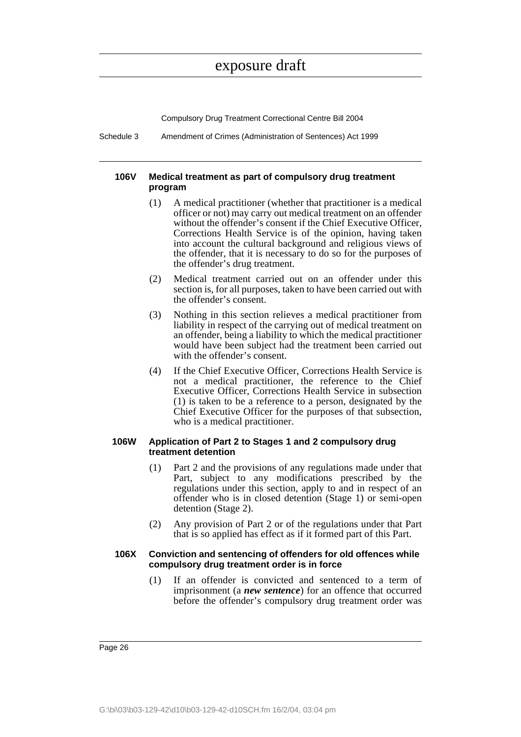#### 106V Medical treatment as part of compulsory drug treatment program

(1) A medical practitioner (whether that practitioner is a medical officer or not) may carry out medical treatment on an offender without the offender's consent if the Chief Executive Officer, Corrections Health Service is of the opinion, having taken into account the cultural background and religious views of the offender, that it is necessary to do so for the purposes of the offender's drug treatment.

(2) Medical treatment carried out on an offender under this section is, for all purposes, taken to have been carried out with the offender's consent.

(3) Nothing in this section relieves a medical practitioner from liability in respect of the carrying out of medical treatment on an offender, being a liability to which the medical practitioner would have been subject had the treatment been carried out with the offender's consent.

(4) If the Chief Executive Officer, Corrections Health Service is not a medical practitioner, the reference to the Chief Executive Officer, Corrections Health Service in subsection (1) is taken to be a reference to a person, designated by the Chief Executive Officer for the purposes of that subsection, who is a medical practitioner.

#### 106W Application of Part 2 to Stages 1 and 2 compulsory drug treatment detention

(1) Part 2 and the provisions of any regulations made under that Part, subject to any modifications prescribed by the regulations under this section, apply to and in respect of an offender who is in closed detention (Stage 1) or semi-open detention (Stage 2).

(2) Any provision of Part 2 or of the regulations under that Part that is so applied has effect as if it formed part of this Part.

#### 106X Conviction and sentencing of offenders for old offences while compulsory drug treatment order is in force

(1) If an offender is convicted and sentenced to a term of imprisonment (a ***new sentence***) for an offence that occurred before the offender's compulsory drug treatment order was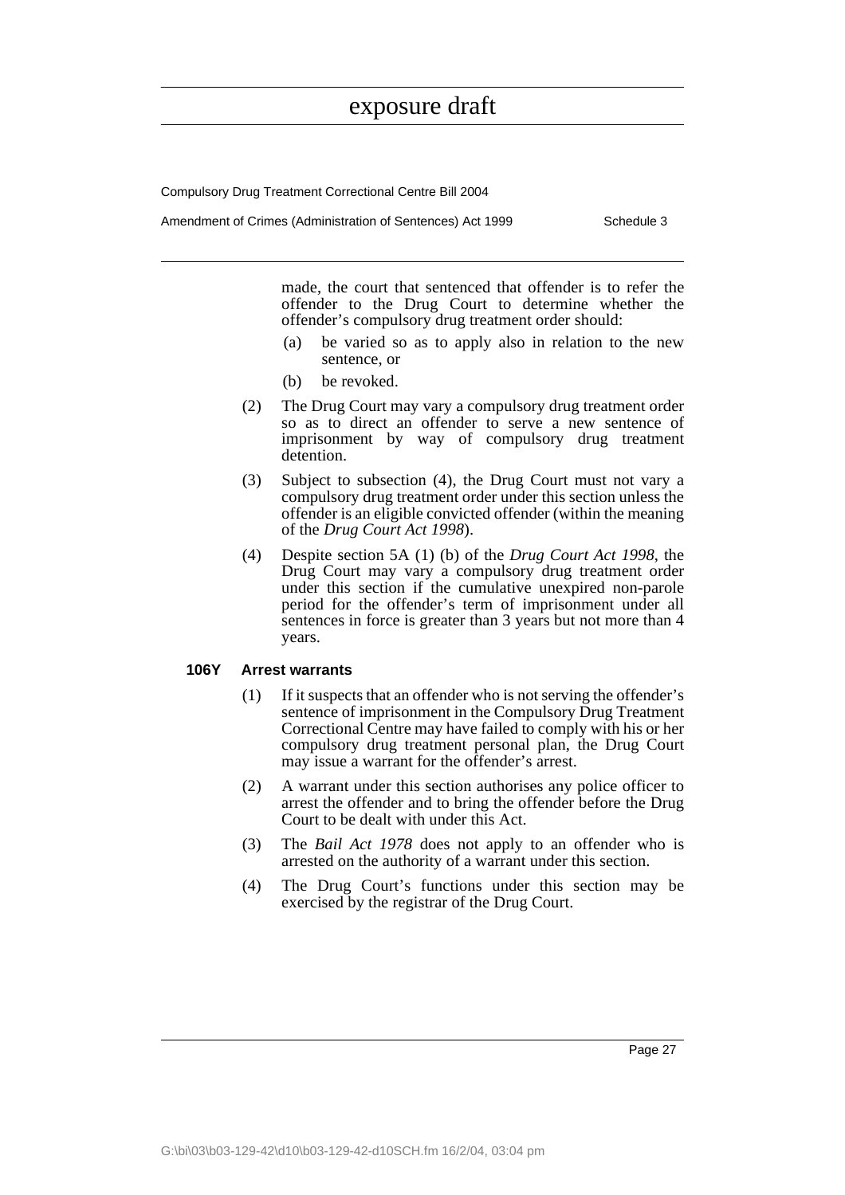made, the court that sentenced that offender is to refer the offender to the Drug Court to determine whether the offender's compulsory drug treatment order should:

(a) be varied so as to apply also in relation to the new sentence, or

(b) be revoked.

(2) The Drug Court may vary a compulsory drug treatment order so as to direct an offender to serve a new sentence of imprisonment by way of compulsory drug treatment detention.

(3) Subject to subsection (4), the Drug Court must not vary a compulsory drug treatment order under this section unless the offender is an eligible convicted offender (within the meaning of the *Drug Court Act 1998*).

(4) Despite section 5A (1) (b) of the *Drug Court Act 1998*, the Drug Court may vary a compulsory drug treatment order under this section if the cumulative unexpired non-parole period for the offender's term of imprisonment under all sentences in force is greater than 3 years but not more than 4 years.

**106Y Arrest warrants**

(1) If it suspects that an offender who is not serving the offender's sentence of imprisonment in the Compulsory Drug Treatment Correctional Centre may have failed to comply with his or her compulsory drug treatment personal plan, the Drug Court may issue a warrant for the offender's arrest.

(2) A warrant under this section authorises any police officer to arrest the offender and to bring the offender before the Drug Court to be dealt with under this Act.

(3) The *Bail Act 1978* does not apply to an offender who is arrested on the authority of a warrant under this section.

(4) The Drug Court's functions under this section may be exercised by the registrar of the Drug Court.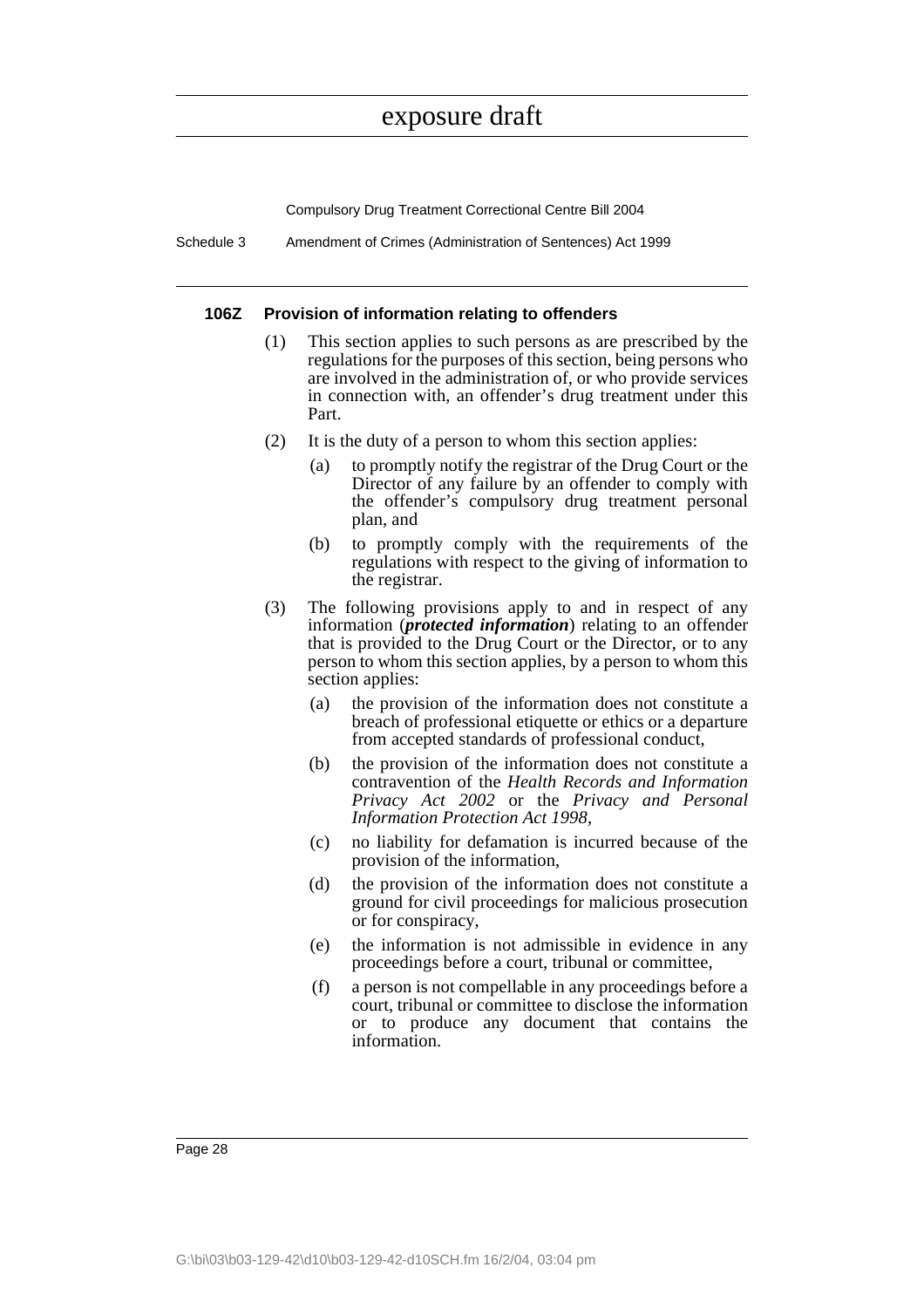#### 106Z Provision of information relating to offenders

(1) This section applies to such persons as are prescribed by the regulations for the purposes of this section, being persons who are involved in the administration of, or who provide services in connection with, an offender's drug treatment under this Part.

(2) It is the duty of a person to whom this section applies:

(a) to promptly notify the registrar of the Drug Court or the Director of any failure by an offender to comply with the offender's compulsory drug treatment personal plan, and

(b) to promptly comply with the requirements of the regulations with respect to the giving of information to the registrar.

(3) The following provisions apply to and in respect of any information (***protected information***) relating to an offender that is provided to the Drug Court or the Director, or to any person to whom this section applies, by a person to whom this section applies:

(a) the provision of the information does not constitute a breach of professional etiquette or ethics or a departure from accepted standards of professional conduct,

(b) the provision of the information does not constitute a contravention of the *Health Records and Information Privacy Act 2002* or the *Privacy and Personal Information Protection Act 1998*,

(c) no liability for defamation is incurred because of the provision of the information,

(d) the provision of the information does not constitute a ground for civil proceedings for malicious prosecution or for conspiracy,

(e) the information is not admissible in evidence in any proceedings before a court, tribunal or committee,

(f) a person is not compellable in any proceedings before a court, tribunal or committee to disclose the information or to produce any document that contains the information.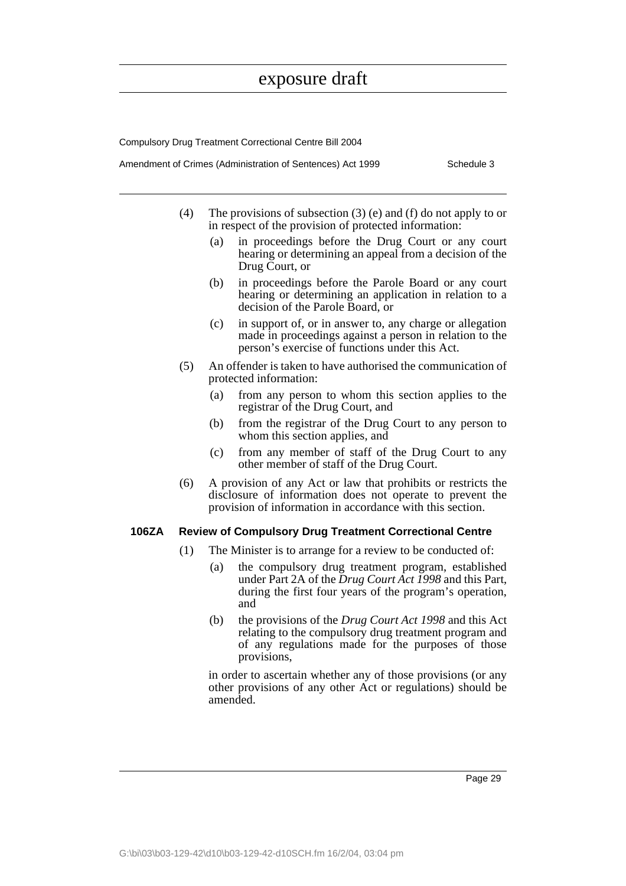(4) The provisions of subsection (3) (e) and (f) do not apply to or in respect of the provision of protected information:

- (a) in proceedings before the Drug Court or any court hearing or determining an appeal from a decision of the Drug Court, or
- (b) in proceedings before the Parole Board or any court hearing or determining an application in relation to a decision of the Parole Board, or
- (c) in support of, or in answer to, any charge or allegation made in proceedings against a person in relation to the person's exercise of functions under this Act.

(5) An offender is taken to have authorised the communication of protected information:

- (a) from any person to whom this section applies to the registrar of the Drug Court, and
- (b) from the registrar of the Drug Court to any person to whom this section applies, and
- (c) from any member of staff of the Drug Court to any other member of staff of the Drug Court.

(6) A provision of any Act or law that prohibits or restricts the disclosure of information does not operate to prevent the provision of information in accordance with this section.

**106ZA Review of Compulsory Drug Treatment Correctional Centre**

(1) The Minister is to arrange for a review to be conducted of:

- (a) the compulsory drug treatment program, established under Part 2A of the *Drug Court Act 1998* and this Part, during the first four years of the program's operation, and
- (b) the provisions of the *Drug Court Act 1998* and this Act relating to the compulsory drug treatment program and of any regulations made for the purposes of those provisions,

in order to ascertain whether any of those provisions (or any other provisions of any other Act or regulations) should be amended.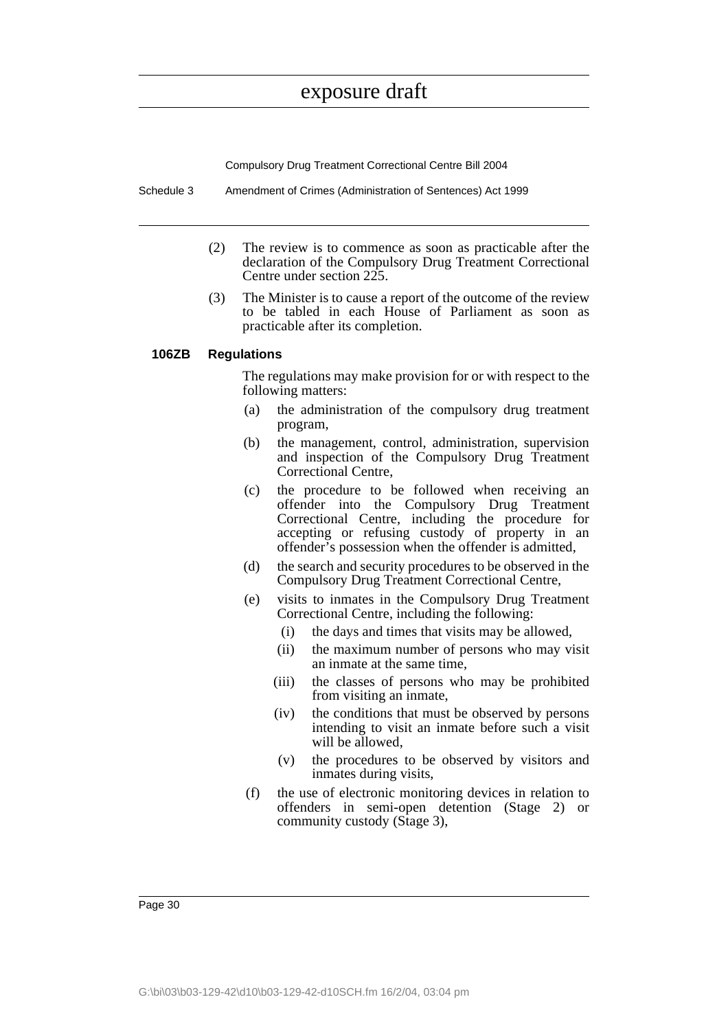(2) The review is to commence as soon as practicable after the declaration of the Compulsory Drug Treatment Correctional Centre under section 225.

(3) The Minister is to cause a report of the outcome of the review to be tabled in each House of Parliament as soon as practicable after its completion.

**106ZB Regulations**

The regulations may make provision for or with respect to the following matters:

(a) the administration of the compulsory drug treatment program,

(b) the management, control, administration, supervision and inspection of the Compulsory Drug Treatment Correctional Centre,

(c) the procedure to be followed when receiving an offender into the Compulsory Drug Treatment Correctional Centre, including the procedure for accepting or refusing custody of property in an offender's possession when the offender is admitted,

(d) the search and security procedures to be observed in the Compulsory Drug Treatment Correctional Centre,

(e) visits to inmates in the Compulsory Drug Treatment Correctional Centre, including the following:

(i) the days and times that visits may be allowed,

(ii) the maximum number of persons who may visit an inmate at the same time,

(iii) the classes of persons who may be prohibited from visiting an inmate,

(iv) the conditions that must be observed by persons intending to visit an inmate before such a visit will be allowed,

(v) the procedures to be observed by visitors and inmates during visits,

(f) the use of electronic monitoring devices in relation to offenders in semi-open detention (Stage 2) or community custody (Stage 3),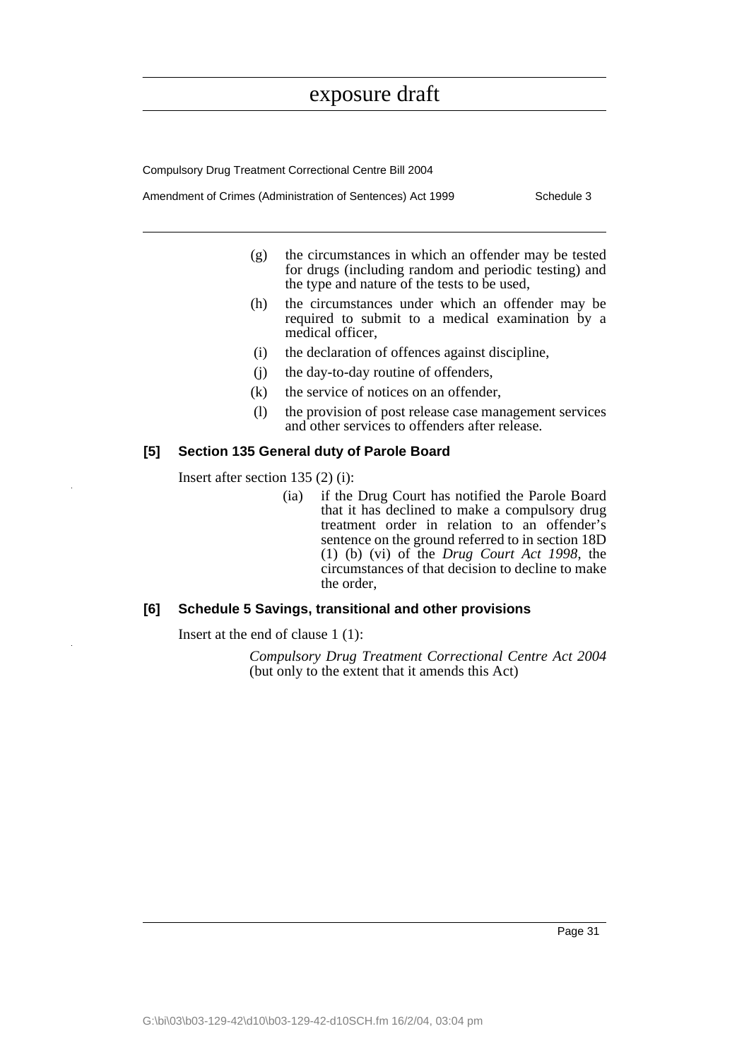(g) the circumstances in which an offender may be tested for drugs (including random and periodic testing) and the type and nature of the tests to be used,

(h) the circumstances under which an offender may be required to submit to a medical examination by a medical officer,

(i) the declaration of offences against discipline,

(j) the day-to-day routine of offenders,

(k) the service of notices on an offender,

(l) the provision of post release case management services and other services to offenders after release.

### [5] Section 135 General duty of Parole Board

Insert after section 135 (2) (i):

(ia) if the Drug Court has notified the Parole Board that it has declined to make a compulsory drug treatment order in relation to an offender's sentence on the ground referred to in section 18D (1) (b) (vi) of the *Drug Court Act 1998*, the circumstances of that decision to decline to make the order,

### [6] Schedule 5 Savings, transitional and other provisions

Insert at the end of clause 1 (1):

*Compulsory Drug Treatment Correctional Centre Act 2004* (but only to the extent that it amends this Act)